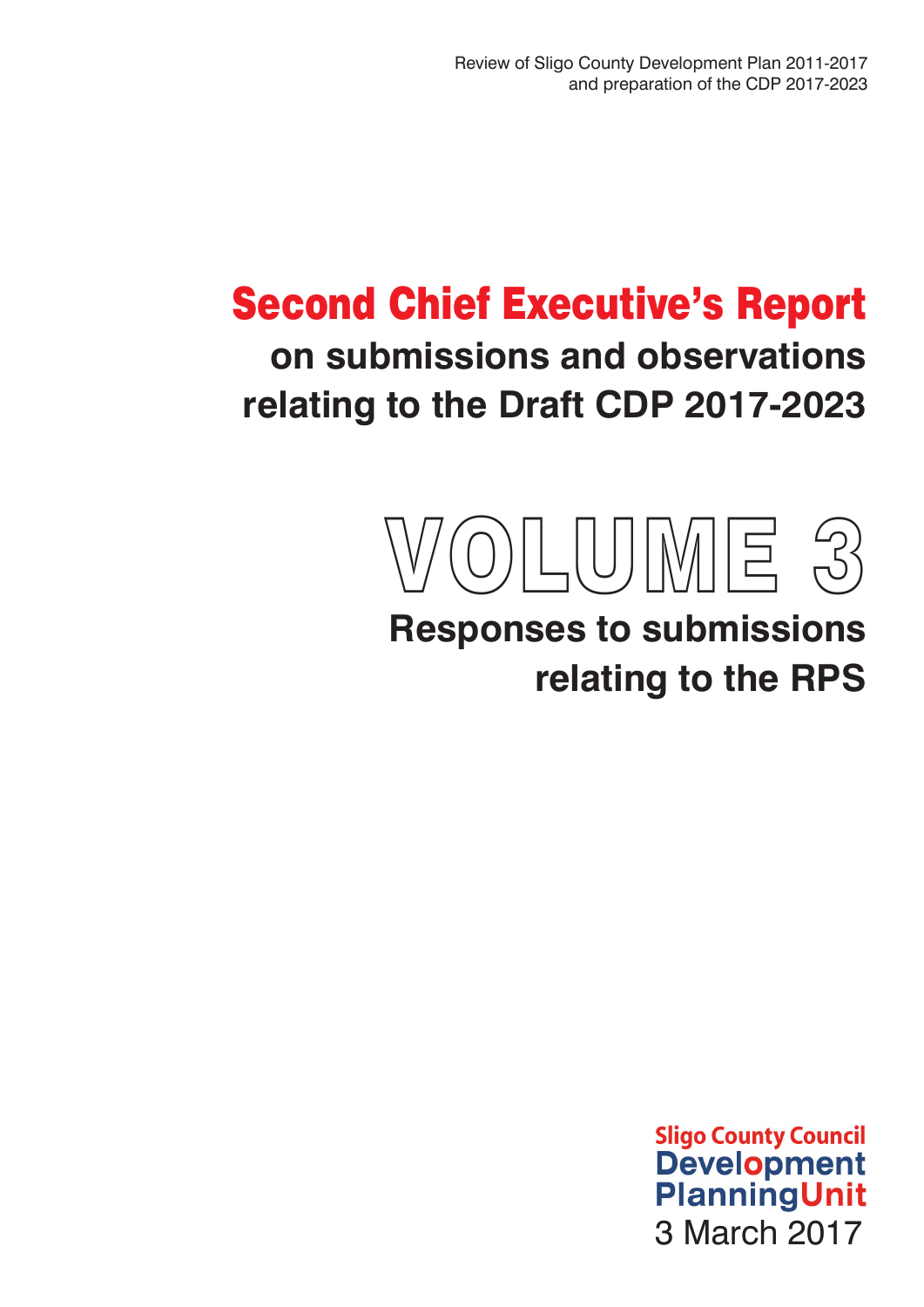Review of Sligo County Development Plan 2011-2017
and preparation of the CDP 2017-2023

# Second Chief Executive's Report

## on submissions and observations relating to the Draft CDP 2017-2023

# VOLUME 3

## Responses to submissions relating to the RPS

Sligo County Council
Development Planning Unit
3 March 2017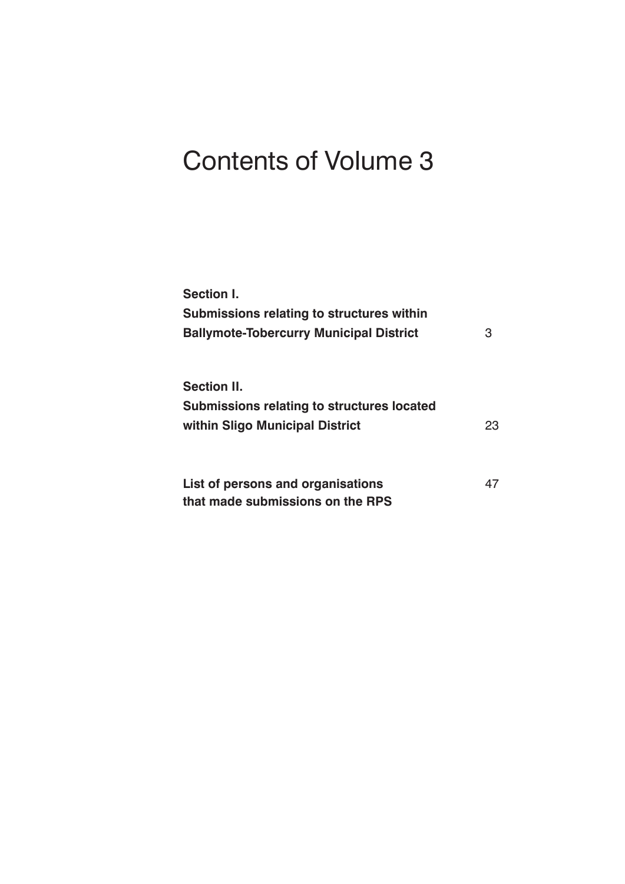# Contents of Volume 3

| | |
|---|---|
| **Section I.** **Submissions relating to structures within Ballymote-Tobercurry Municipal District** | 3 |
| **Section II.** **Submissions relating to structures located within Sligo Municipal District** | 23 |
| **List of persons and organisations that made submissions on the RPS** | 47 |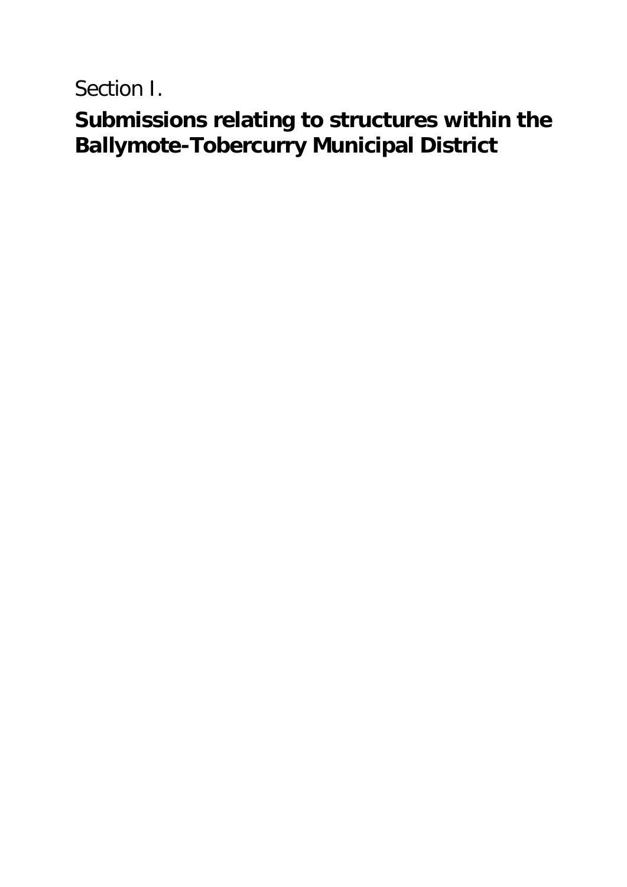Section I.

# Submissions relating to structures within the Ballymote-Tobercurry Municipal District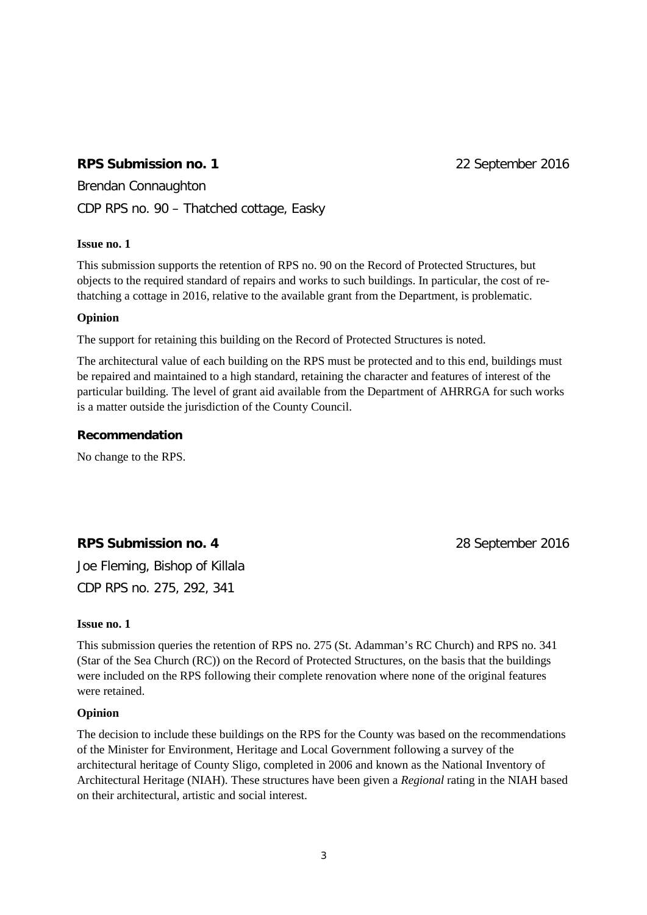**RPS Submission no. 1** 22 September 2016

Brendan Connaughton

CDP RPS no. 90 – Thatched cottage, Easky

**Issue no. 1**

This submission supports the retention of RPS no. 90 on the Record of Protected Structures, but objects to the required standard of repairs and works to such buildings. In particular, the cost of re-thatching a cottage in 2016, relative to the available grant from the Department, is problematic.

**Opinion**

The support for retaining this building on the Record of Protected Structures is noted.

The architectural value of each building on the RPS must be protected and to this end, buildings must be repaired and maintained to a high standard, retaining the character and features of interest of the particular building. The level of grant aid available from the Department of AHRRGA for such works is a matter outside the jurisdiction of the County Council.

**Recommendation**

No change to the RPS.

**RPS Submission no. 4** 28 September 2016

Joe Fleming, Bishop of Killala

CDP RPS no. 275, 292, 341

**Issue no. 1**

This submission queries the retention of RPS no. 275 (St. Adamman's RC Church) and RPS no. 341 (Star of the Sea Church (RC)) on the Record of Protected Structures, on the basis that the buildings were included on the RPS following their complete renovation where none of the original features were retained.

**Opinion**

The decision to include these buildings on the RPS for the County was based on the recommendations of the Minister for Environment, Heritage and Local Government following a survey of the architectural heritage of County Sligo, completed in 2006 and known as the National Inventory of Architectural Heritage (NIAH). These structures have been given a *Regional* rating in the NIAH based on their architectural, artistic and social interest.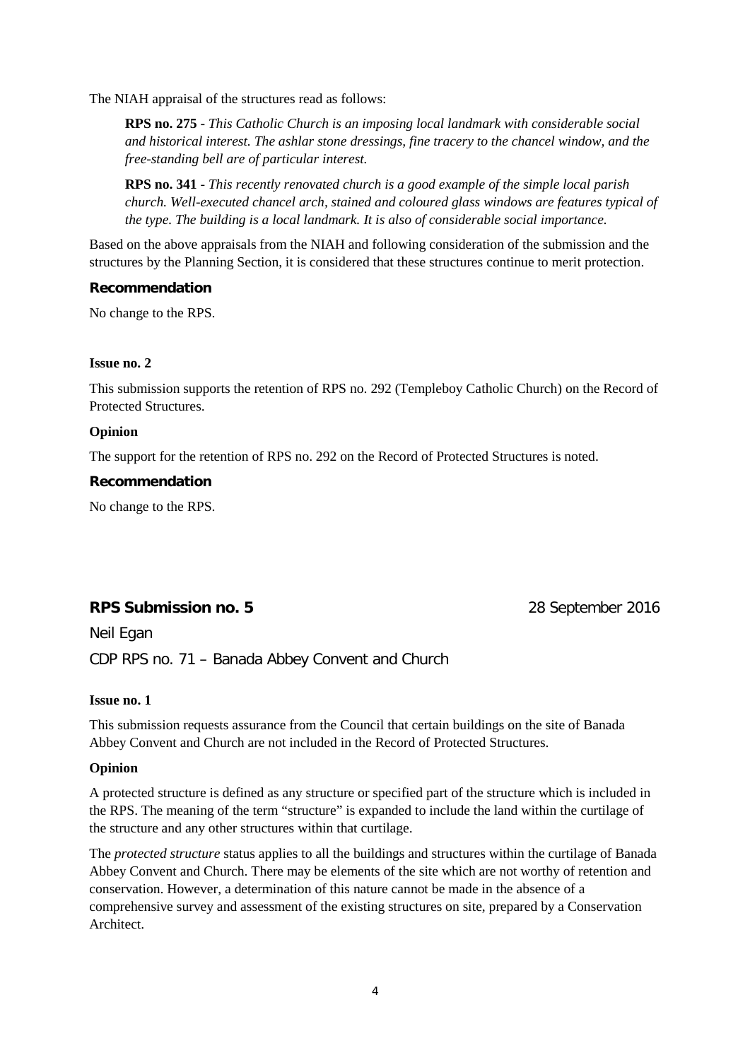The NIAH appraisal of the structures read as follows:

> **RPS no. 275** - *This Catholic Church is an imposing local landmark with considerable social and historical interest. The ashlar stone dressings, fine tracery to the chancel window, and the free-standing bell are of particular interest.*
>
> **RPS no. 341** - *This recently renovated church is a good example of the simple local parish church. Well-executed chancel arch, stained and coloured glass windows are features typical of the type. The building is a local landmark. It is also of considerable social importance.*

Based on the above appraisals from the NIAH and following consideration of the submission and the structures by the Planning Section, it is considered that these structures continue to merit protection.

**Recommendation**

No change to the RPS.

**Issue no. 2**

This submission supports the retention of RPS no. 292 (Templeboy Catholic Church) on the Record of Protected Structures.

**Opinion**

The support for the retention of RPS no. 292 on the Record of Protected Structures is noted.

**Recommendation**

No change to the RPS.

## RPS Submission no. 5 — 28 September 2016

Neil Egan

CDP RPS no. 71 – Banada Abbey Convent and Church

**Issue no. 1**

This submission requests assurance from the Council that certain buildings on the site of Banada Abbey Convent and Church are not included in the Record of Protected Structures.

**Opinion**

A protected structure is defined as any structure or specified part of the structure which is included in the RPS. The meaning of the term "structure" is expanded to include the land within the curtilage of the structure and any other structures within that curtilage.

The *protected structure* status applies to all the buildings and structures within the curtilage of Banada Abbey Convent and Church. There may be elements of the site which are not worthy of retention and conservation. However, a determination of this nature cannot be made in the absence of a comprehensive survey and assessment of the existing structures on site, prepared by a Conservation Architect.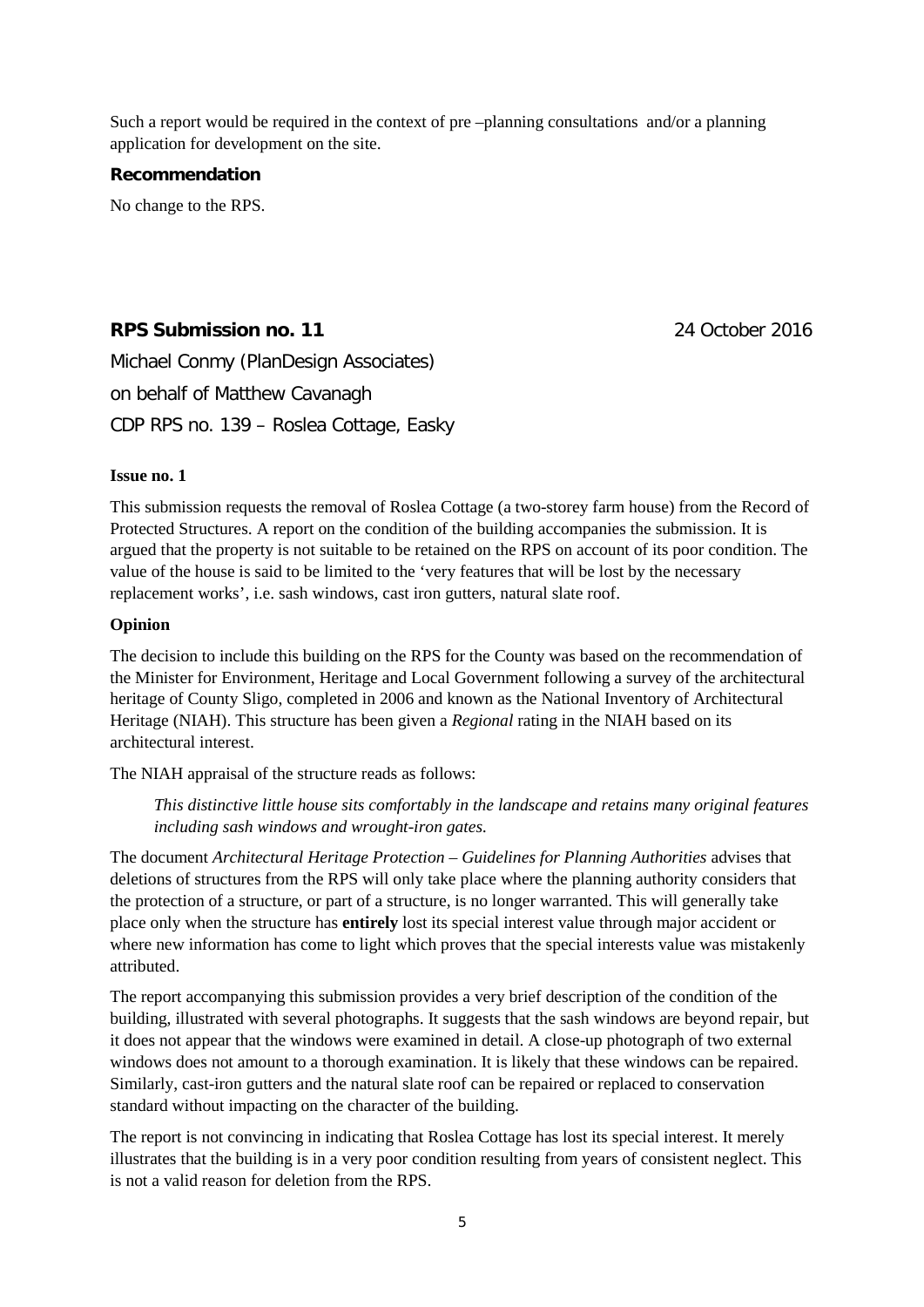Such a report would be required in the context of pre –planning consultations and/or a planning application for development on the site.

**Recommendation**

No change to the RPS.

**RPS Submission no. 11** 24 October 2016

Michael Conmy (PlanDesign Associates)

on behalf of Matthew Cavanagh

CDP RPS no. 139 – Roslea Cottage, Easky

**Issue no. 1**

This submission requests the removal of Roslea Cottage (a two-storey farm house) from the Record of Protected Structures. A report on the condition of the building accompanies the submission. It is argued that the property is not suitable to be retained on the RPS on account of its poor condition. The value of the house is said to be limited to the 'very features that will be lost by the necessary replacement works', i.e. sash windows, cast iron gutters, natural slate roof.

**Opinion**

The decision to include this building on the RPS for the County was based on the recommendation of the Minister for Environment, Heritage and Local Government following a survey of the architectural heritage of County Sligo, completed in 2006 and known as the National Inventory of Architectural Heritage (NIAH). This structure has been given a *Regional* rating in the NIAH based on its architectural interest.

The NIAH appraisal of the structure reads as follows:

> *This distinctive little house sits comfortably in the landscape and retains many original features including sash windows and wrought-iron gates.*

The document *Architectural Heritage Protection – Guidelines for Planning Authorities* advises that deletions of structures from the RPS will only take place where the planning authority considers that the protection of a structure, or part of a structure, is no longer warranted. This will generally take place only when the structure has **entirely** lost its special interest value through major accident or where new information has come to light which proves that the special interests value was mistakenly attributed.

The report accompanying this submission provides a very brief description of the condition of the building, illustrated with several photographs. It suggests that the sash windows are beyond repair, but it does not appear that the windows were examined in detail. A close-up photograph of two external windows does not amount to a thorough examination. It is likely that these windows can be repaired. Similarly, cast-iron gutters and the natural slate roof can be repaired or replaced to conservation standard without impacting on the character of the building.

The report is not convincing in indicating that Roslea Cottage has lost its special interest. It merely illustrates that the building is in a very poor condition resulting from years of consistent neglect. This is not a valid reason for deletion from the RPS.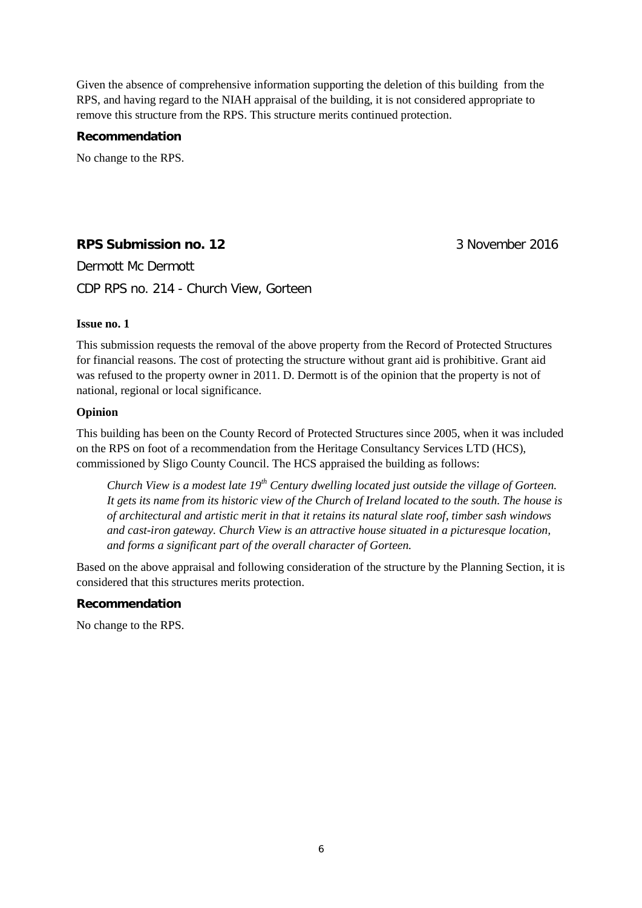Given the absence of comprehensive information supporting the deletion of this building from the RPS, and having regard to the NIAH appraisal of the building, it is not considered appropriate to remove this structure from the RPS. This structure merits continued protection.

**Recommendation**

No change to the RPS.

### RPS Submission no. 12 — 3 November 2016

Dermott Mc Dermott

CDP RPS no. 214 - Church View, Gorteen

**Issue no. 1**

This submission requests the removal of the above property from the Record of Protected Structures for financial reasons. The cost of protecting the structure without grant aid is prohibitive. Grant aid was refused to the property owner in 2011. D. Dermott is of the opinion that the property is not of national, regional or local significance.

**Opinion**

This building has been on the County Record of Protected Structures since 2005, when it was included on the RPS on foot of a recommendation from the Heritage Consultancy Services LTD (HCS), commissioned by Sligo County Council. The HCS appraised the building as follows:

> *Church View is a modest late 19th Century dwelling located just outside the village of Gorteen. It gets its name from its historic view of the Church of Ireland located to the south. The house is of architectural and artistic merit in that it retains its natural slate roof, timber sash windows and cast-iron gateway. Church View is an attractive house situated in a picturesque location, and forms a significant part of the overall character of Gorteen.*

Based on the above appraisal and following consideration of the structure by the Planning Section, it is considered that this structures merits protection.

**Recommendation**

No change to the RPS.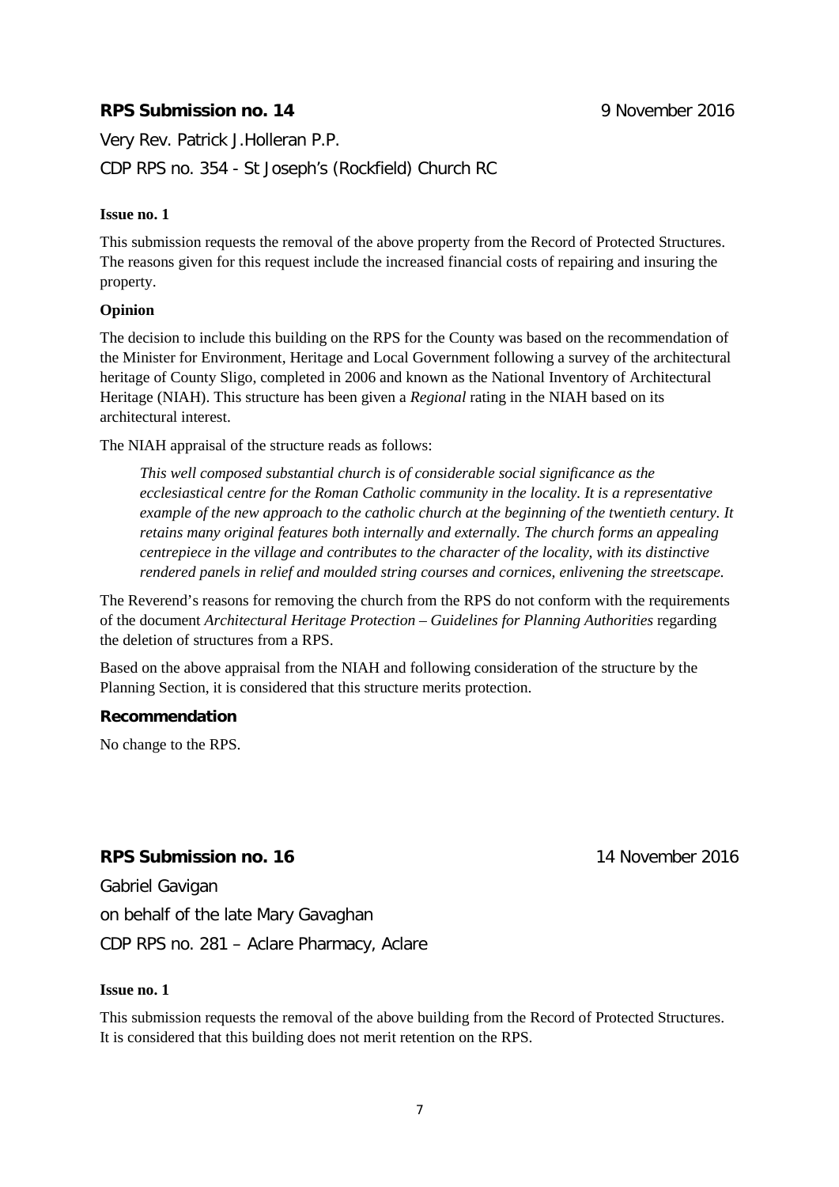## RPS Submission no. 14

9 November 2016

Very Rev. Patrick J.Holleran P.P.

CDP RPS no. 354 - St Joseph's (Rockfield) Church RC

**Issue no. 1**

This submission requests the removal of the above property from the Record of Protected Structures. The reasons given for this request include the increased financial costs of repairing and insuring the property.

**Opinion**

The decision to include this building on the RPS for the County was based on the recommendation of the Minister for Environment, Heritage and Local Government following a survey of the architectural heritage of County Sligo, completed in 2006 and known as the National Inventory of Architectural Heritage (NIAH). This structure has been given a *Regional* rating in the NIAH based on its architectural interest.

The NIAH appraisal of the structure reads as follows:

> *This well composed substantial church is of considerable social significance as the ecclesiastical centre for the Roman Catholic community in the locality. It is a representative example of the new approach to the catholic church at the beginning of the twentieth century. It retains many original features both internally and externally. The church forms an appealing centrepiece in the village and contributes to the character of the locality, with its distinctive rendered panels in relief and moulded string courses and cornices, enlivening the streetscape.*

The Reverend's reasons for removing the church from the RPS do not conform with the requirements of the document *Architectural Heritage Protection – Guidelines for Planning Authorities* regarding the deletion of structures from a RPS.

Based on the above appraisal from the NIAH and following consideration of the structure by the Planning Section, it is considered that this structure merits protection.

**Recommendation**

No change to the RPS.

## RPS Submission no. 16

14 November 2016

Gabriel Gavigan

on behalf of the late Mary Gavaghan

CDP RPS no. 281 – Aclare Pharmacy, Aclare

**Issue no. 1**

This submission requests the removal of the above building from the Record of Protected Structures. It is considered that this building does not merit retention on the RPS.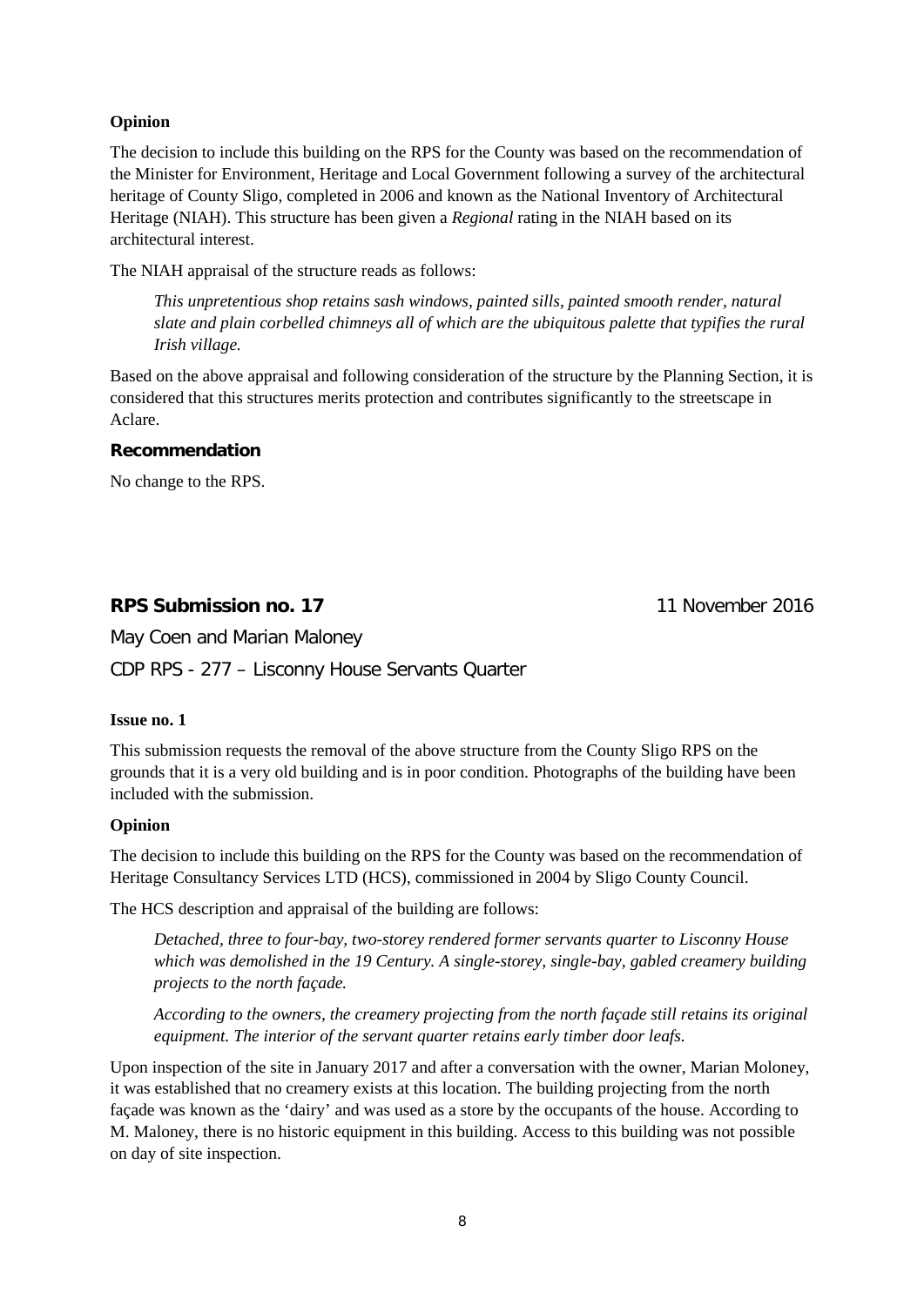**Opinion**

The decision to include this building on the RPS for the County was based on the recommendation of the Minister for Environment, Heritage and Local Government following a survey of the architectural heritage of County Sligo, completed in 2006 and known as the National Inventory of Architectural Heritage (NIAH). This structure has been given a *Regional* rating in the NIAH based on its architectural interest.

The NIAH appraisal of the structure reads as follows:

> *This unpretentious shop retains sash windows, painted sills, painted smooth render, natural slate and plain corbelled chimneys all of which are the ubiquitous palette that typifies the rural Irish village.*

Based on the above appraisal and following consideration of the structure by the Planning Section, it is considered that this structures merits protection and contributes significantly to the streetscape in Aclare.

**Recommendation**

No change to the RPS.

**RPS Submission no. 17** 11 November 2016

May Coen and Marian Maloney

CDP RPS - 277 – Lisconny House Servants Quarter

**Issue no. 1**

This submission requests the removal of the above structure from the County Sligo RPS on the grounds that it is a very old building and is in poor condition. Photographs of the building have been included with the submission.

**Opinion**

The decision to include this building on the RPS for the County was based on the recommendation of Heritage Consultancy Services LTD (HCS), commissioned in 2004 by Sligo County Council.

The HCS description and appraisal of the building are follows:

> *Detached, three to four-bay, two-storey rendered former servants quarter to Lisconny House which was demolished in the 19 Century. A single-storey, single-bay, gabled creamery building projects to the north façade.*
>
> *According to the owners, the creamery projecting from the north façade still retains its original equipment. The interior of the servant quarter retains early timber door leafs.*

Upon inspection of the site in January 2017 and after a conversation with the owner, Marian Moloney, it was established that no creamery exists at this location. The building projecting from the north façade was known as the 'dairy' and was used as a store by the occupants of the house. According to M. Maloney, there is no historic equipment in this building. Access to this building was not possible on day of site inspection.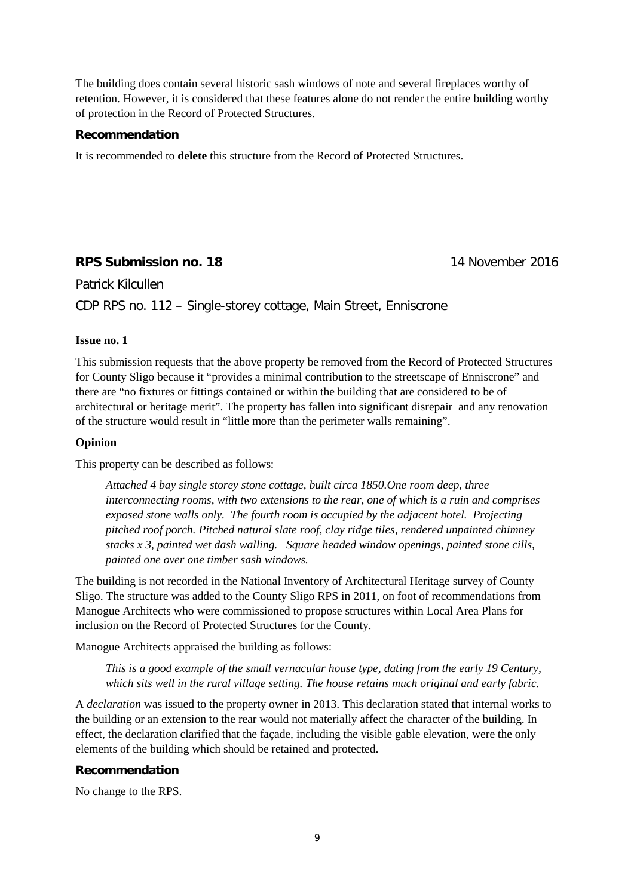The building does contain several historic sash windows of note and several fireplaces worthy of retention. However, it is considered that these features alone do not render the entire building worthy of protection in the Record of Protected Structures.

### Recommendation

It is recommended to **delete** this structure from the Record of Protected Structures.

## RPS Submission no. 18 — 14 November 2016

Patrick Kilcullen

CDP RPS no. 112 – Single-storey cottage, Main Street, Enniscrone

**Issue no. 1**

This submission requests that the above property be removed from the Record of Protected Structures for County Sligo because it "provides a minimal contribution to the streetscape of Enniscrone" and there are "no fixtures or fittings contained or within the building that are considered to be of architectural or heritage merit". The property has fallen into significant disrepair and any renovation of the structure would result in "little more than the perimeter walls remaining".

**Opinion**

This property can be described as follows:

> *Attached 4 bay single storey stone cottage, built circa 1850.One room deep, three interconnecting rooms, with two extensions to the rear, one of which is a ruin and comprises exposed stone walls only. The fourth room is occupied by the adjacent hotel. Projecting pitched roof porch. Pitched natural slate roof, clay ridge tiles, rendered unpainted chimney stacks x 3, painted wet dash walling. Square headed window openings, painted stone cills, painted one over one timber sash windows.*

The building is not recorded in the National Inventory of Architectural Heritage survey of County Sligo. The structure was added to the County Sligo RPS in 2011, on foot of recommendations from Manogue Architects who were commissioned to propose structures within Local Area Plans for inclusion on the Record of Protected Structures for the County.

Manogue Architects appraised the building as follows:

> *This is a good example of the small vernacular house type, dating from the early 19 Century, which sits well in the rural village setting. The house retains much original and early fabric.*

A *declaration* was issued to the property owner in 2013. This declaration stated that internal works to the building or an extension to the rear would not materially affect the character of the building. In effect, the declaration clarified that the façade, including the visible gable elevation, were the only elements of the building which should be retained and protected.

### Recommendation

No change to the RPS.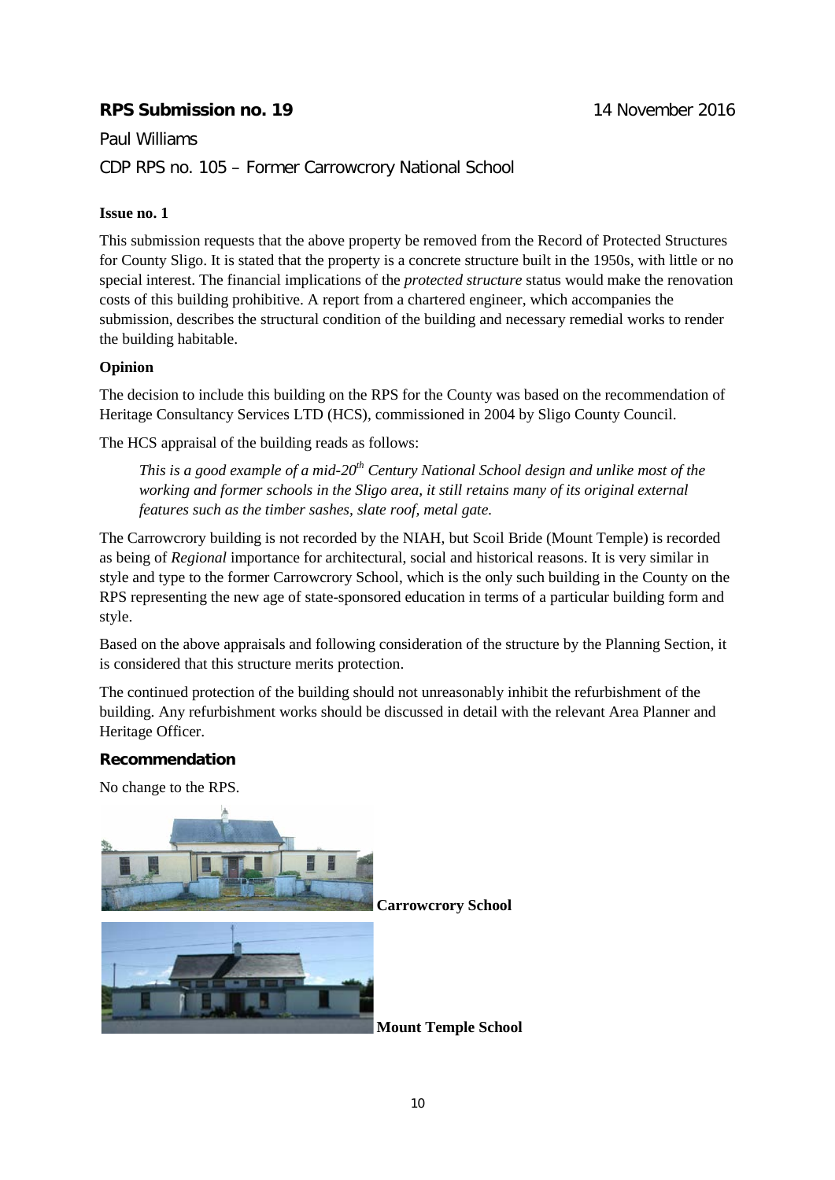**RPS Submission no. 19** 14 November 2016

Paul Williams

CDP RPS no. 105 – Former Carrowcrory National School

**Issue no. 1**

This submission requests that the above property be removed from the Record of Protected Structures for County Sligo. It is stated that the property is a concrete structure built in the 1950s, with little or no special interest. The financial implications of the *protected structure* status would make the renovation costs of this building prohibitive. A report from a chartered engineer, which accompanies the submission, describes the structural condition of the building and necessary remedial works to render the building habitable.

**Opinion**

The decision to include this building on the RPS for the County was based on the recommendation of Heritage Consultancy Services LTD (HCS), commissioned in 2004 by Sligo County Council.

The HCS appraisal of the building reads as follows:

> *This is a good example of a mid-20th Century National School design and unlike most of the working and former schools in the Sligo area, it still retains many of its original external features such as the timber sashes, slate roof, metal gate.*

The Carrowcrory building is not recorded by the NIAH, but Scoil Bride (Mount Temple) is recorded as being of *Regional* importance for architectural, social and historical reasons. It is very similar in style and type to the former Carrowcrory School, which is the only such building in the County on the RPS representing the new age of state-sponsored education in terms of a particular building form and style.

Based on the above appraisals and following consideration of the structure by the Planning Section, it is considered that this structure merits protection.

The continued protection of the building should not unreasonably inhibit the refurbishment of the building. Any refurbishment works should be discussed in detail with the relevant Area Planner and Heritage Officer.

**Recommendation**

No change to the RPS.

**Carrowcrory School**

**Mount Temple School**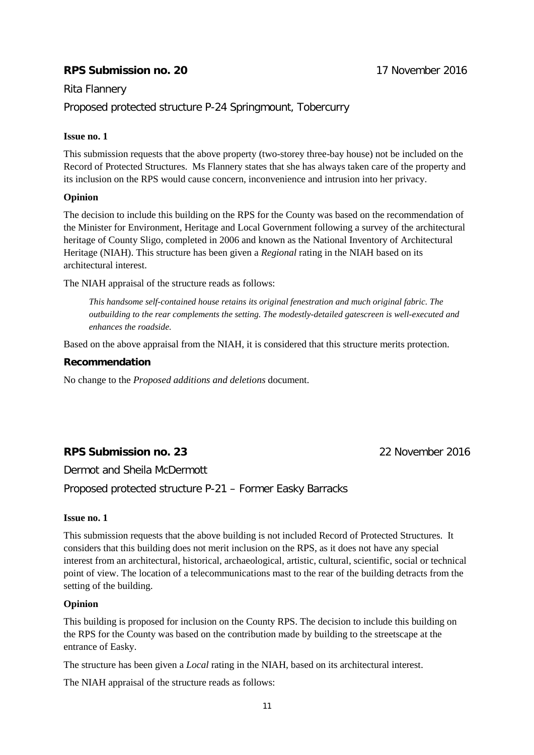## RPS Submission no. 20 — 17 November 2016

Rita Flannery

Proposed protected structure P-24 Springmount, Tobercurry

**Issue no. 1**

This submission requests that the above property (two-storey three-bay house) not be included on the Record of Protected Structures. Ms Flannery states that she has always taken care of the property and its inclusion on the RPS would cause concern, inconvenience and intrusion into her privacy.

**Opinion**

The decision to include this building on the RPS for the County was based on the recommendation of the Minister for Environment, Heritage and Local Government following a survey of the architectural heritage of County Sligo, completed in 2006 and known as the National Inventory of Architectural Heritage (NIAH). This structure has been given a *Regional* rating in the NIAH based on its architectural interest.

The NIAH appraisal of the structure reads as follows:

> *This handsome self-contained house retains its original fenestration and much original fabric. The outbuilding to the rear complements the setting. The modestly-detailed gatescreen is well-executed and enhances the roadside.*

Based on the above appraisal from the NIAH, it is considered that this structure merits protection.

**Recommendation**

No change to the *Proposed additions and deletions* document.

## RPS Submission no. 23 — 22 November 2016

Dermot and Sheila McDermott

Proposed protected structure P-21 – Former Easky Barracks

**Issue no. 1**

This submission requests that the above building is not included Record of Protected Structures. It considers that this building does not merit inclusion on the RPS, as it does not have any special interest from an architectural, historical, archaeological, artistic, cultural, scientific, social or technical point of view. The location of a telecommunications mast to the rear of the building detracts from the setting of the building.

**Opinion**

This building is proposed for inclusion on the County RPS. The decision to include this building on the RPS for the County was based on the contribution made by building to the streetscape at the entrance of Easky.

The structure has been given a *Local* rating in the NIAH, based on its architectural interest.

The NIAH appraisal of the structure reads as follows: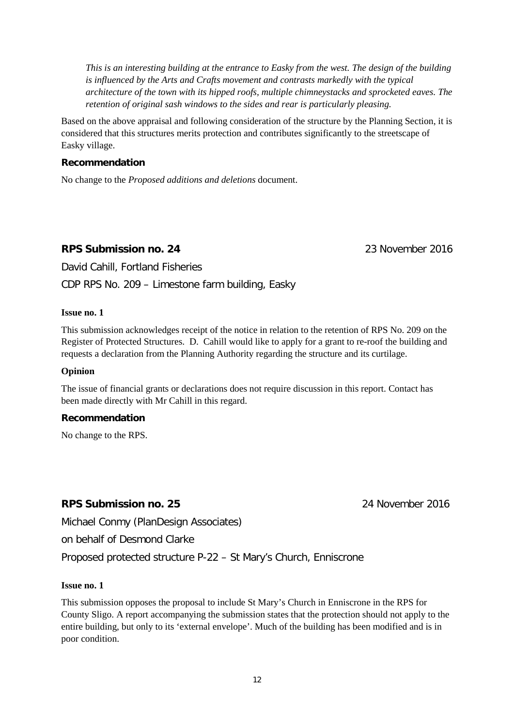*This is an interesting building at the entrance to Easky from the west. The design of the building is influenced by the Arts and Crafts movement and contrasts markedly with the typical architecture of the town with its hipped roofs, multiple chimneystacks and sprocketed eaves. The retention of original sash windows to the sides and rear is particularly pleasing.*

Based on the above appraisal and following consideration of the structure by the Planning Section, it is considered that this structures merits protection and contributes significantly to the streetscape of Easky village.

**Recommendation**

No change to the *Proposed additions and deletions* document.

**RPS Submission no. 24** 23 November 2016

David Cahill, Fortland Fisheries

CDP RPS No. 209 – Limestone farm building, Easky

**Issue no. 1**

This submission acknowledges receipt of the notice in relation to the retention of RPS No. 209 on the Register of Protected Structures. D. Cahill would like to apply for a grant to re-roof the building and requests a declaration from the Planning Authority regarding the structure and its curtilage.

**Opinion**

The issue of financial grants or declarations does not require discussion in this report. Contact has been made directly with Mr Cahill in this regard.

**Recommendation**

No change to the RPS.

**RPS Submission no. 25** 24 November 2016

Michael Conmy (PlanDesign Associates)

on behalf of Desmond Clarke

Proposed protected structure P-22 – St Mary's Church, Enniscrone

**Issue no. 1**

This submission opposes the proposal to include St Mary's Church in Enniscrone in the RPS for County Sligo. A report accompanying the submission states that the protection should not apply to the entire building, but only to its 'external envelope'. Much of the building has been modified and is in poor condition.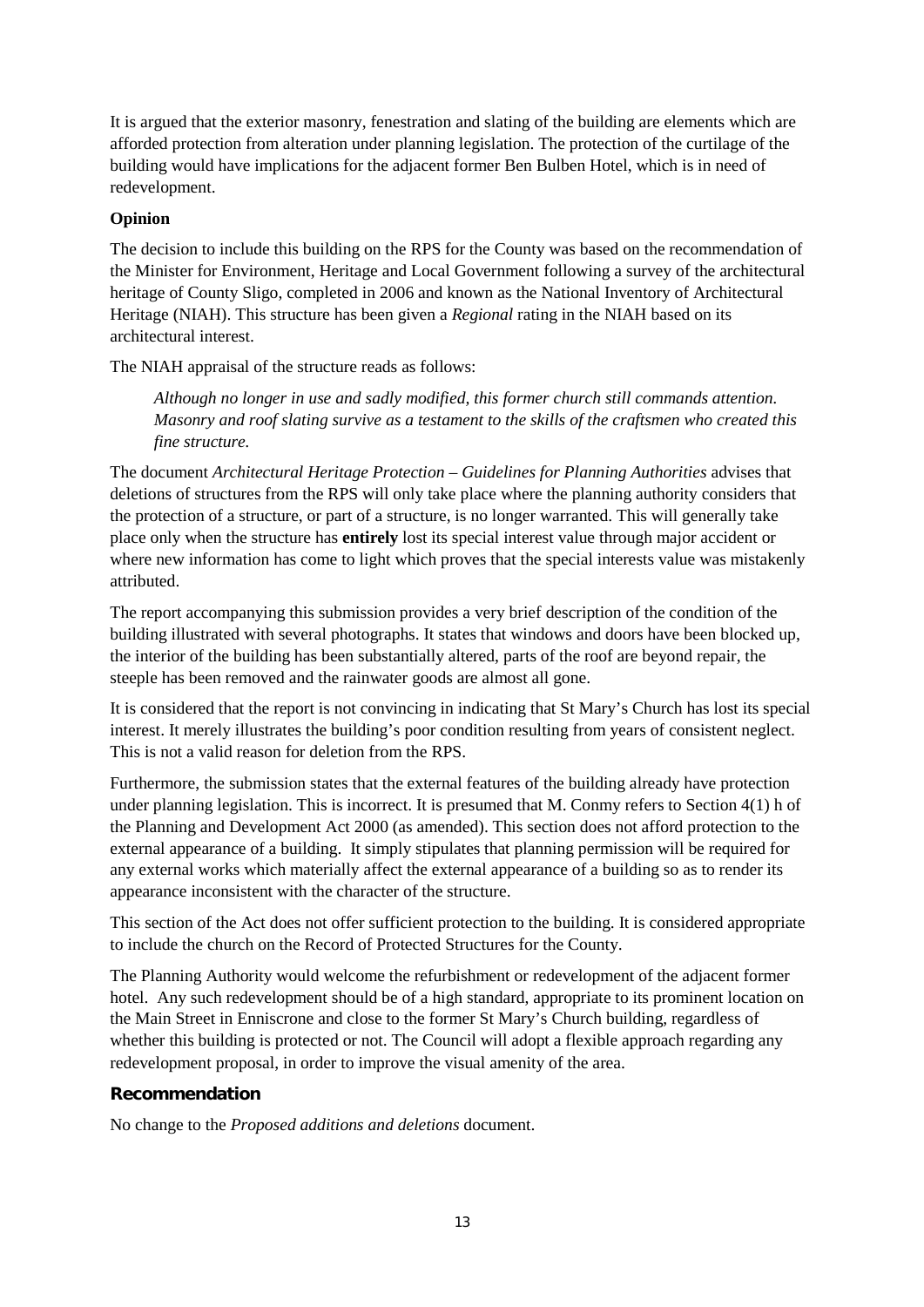It is argued that the exterior masonry, fenestration and slating of the building are elements which are afforded protection from alteration under planning legislation. The protection of the curtilage of the building would have implications for the adjacent former Ben Bulben Hotel, which is in need of redevelopment.

**Opinion**

The decision to include this building on the RPS for the County was based on the recommendation of the Minister for Environment, Heritage and Local Government following a survey of the architectural heritage of County Sligo, completed in 2006 and known as the National Inventory of Architectural Heritage (NIAH). This structure has been given a *Regional* rating in the NIAH based on its architectural interest.

The NIAH appraisal of the structure reads as follows:

> *Although no longer in use and sadly modified, this former church still commands attention. Masonry and roof slating survive as a testament to the skills of the craftsmen who created this fine structure.*

The document *Architectural Heritage Protection – Guidelines for Planning Authorities* advises that deletions of structures from the RPS will only take place where the planning authority considers that the protection of a structure, or part of a structure, is no longer warranted. This will generally take place only when the structure has **entirely** lost its special interest value through major accident or where new information has come to light which proves that the special interests value was mistakenly attributed.

The report accompanying this submission provides a very brief description of the condition of the building illustrated with several photographs. It states that windows and doors have been blocked up, the interior of the building has been substantially altered, parts of the roof are beyond repair, the steeple has been removed and the rainwater goods are almost all gone.

It is considered that the report is not convincing in indicating that St Mary's Church has lost its special interest. It merely illustrates the building's poor condition resulting from years of consistent neglect. This is not a valid reason for deletion from the RPS.

Furthermore, the submission states that the external features of the building already have protection under planning legislation. This is incorrect. It is presumed that M. Conmy refers to Section 4(1) h of the Planning and Development Act 2000 (as amended). This section does not afford protection to the external appearance of a building. It simply stipulates that planning permission will be required for any external works which materially affect the external appearance of a building so as to render its appearance inconsistent with the character of the structure.

This section of the Act does not offer sufficient protection to the building. It is considered appropriate to include the church on the Record of Protected Structures for the County.

The Planning Authority would welcome the refurbishment or redevelopment of the adjacent former hotel. Any such redevelopment should be of a high standard, appropriate to its prominent location on the Main Street in Enniscrone and close to the former St Mary's Church building, regardless of whether this building is protected or not. The Council will adopt a flexible approach regarding any redevelopment proposal, in order to improve the visual amenity of the area.

**Recommendation**

No change to the *Proposed additions and deletions* document.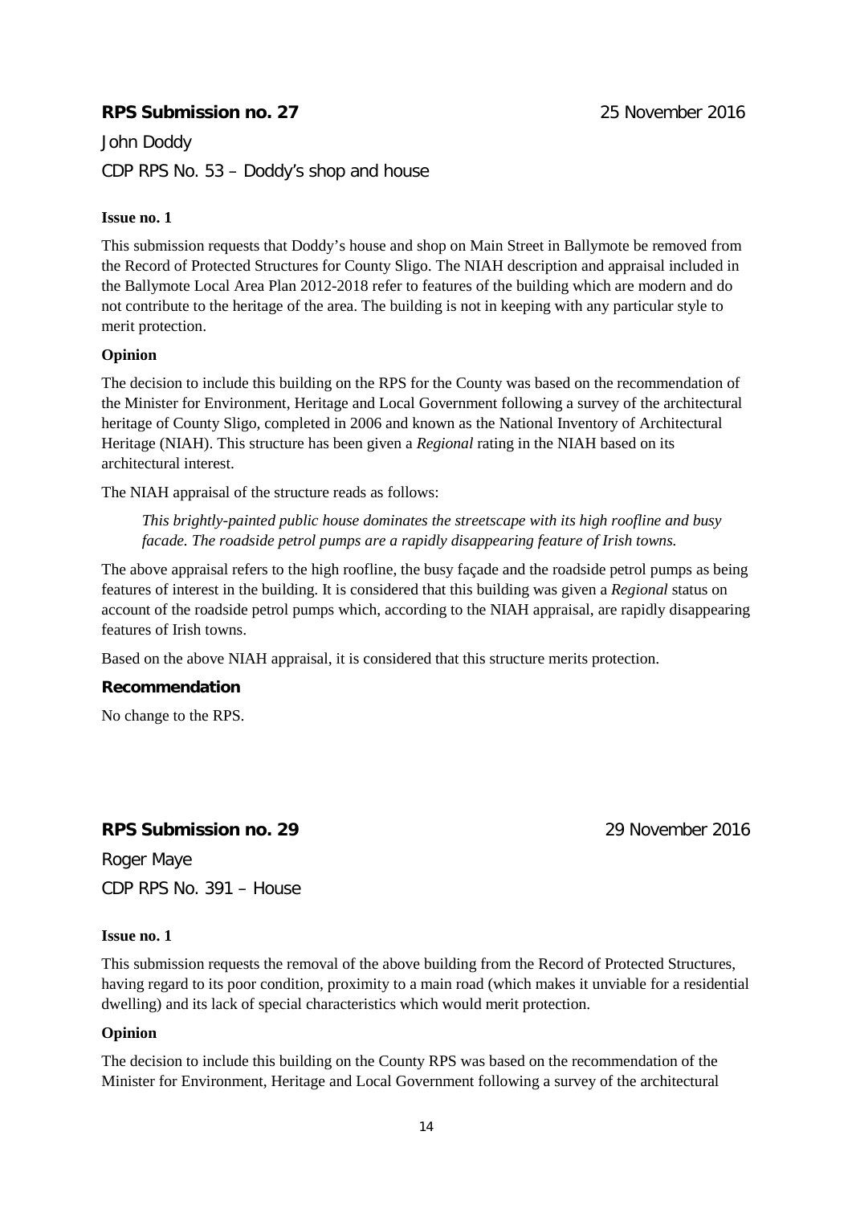**RPS Submission no. 27** 25 November 2016

John Doddy

CDP RPS No. 53 – Doddy's shop and house

**Issue no. 1**

This submission requests that Doddy's house and shop on Main Street in Ballymote be removed from the Record of Protected Structures for County Sligo. The NIAH description and appraisal included in the Ballymote Local Area Plan 2012-2018 refer to features of the building which are modern and do not contribute to the heritage of the area. The building is not in keeping with any particular style to merit protection.

**Opinion**

The decision to include this building on the RPS for the County was based on the recommendation of the Minister for Environment, Heritage and Local Government following a survey of the architectural heritage of County Sligo, completed in 2006 and known as the National Inventory of Architectural Heritage (NIAH). This structure has been given a *Regional* rating in the NIAH based on its architectural interest.

The NIAH appraisal of the structure reads as follows:

> *This brightly-painted public house dominates the streetscape with its high roofline and busy facade. The roadside petrol pumps are a rapidly disappearing feature of Irish towns.*

The above appraisal refers to the high roofline, the busy façade and the roadside petrol pumps as being features of interest in the building. It is considered that this building was given a *Regional* status on account of the roadside petrol pumps which, according to the NIAH appraisal, are rapidly disappearing features of Irish towns.

Based on the above NIAH appraisal, it is considered that this structure merits protection.

**Recommendation**

No change to the RPS.

**RPS Submission no. 29** 29 November 2016

Roger Maye

CDP RPS No. 391 – House

**Issue no. 1**

This submission requests the removal of the above building from the Record of Protected Structures, having regard to its poor condition, proximity to a main road (which makes it unviable for a residential dwelling) and its lack of special characteristics which would merit protection.

**Opinion**

The decision to include this building on the County RPS was based on the recommendation of the Minister for Environment, Heritage and Local Government following a survey of the architectural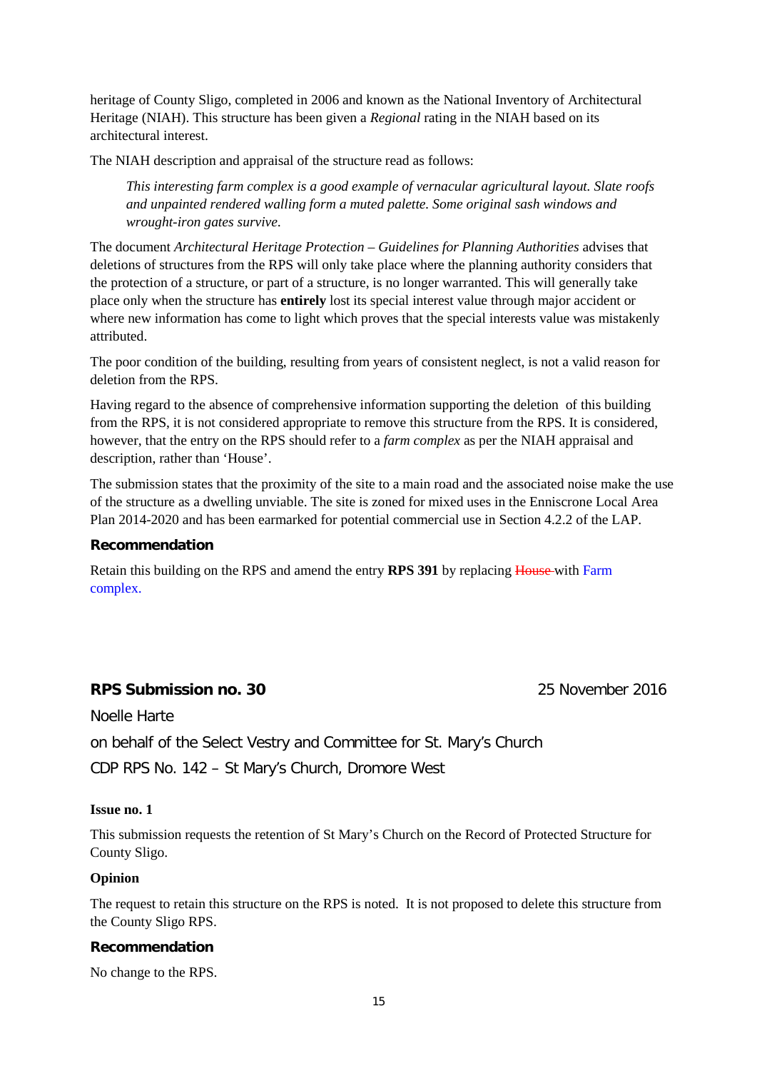heritage of County Sligo, completed in 2006 and known as the National Inventory of Architectural Heritage (NIAH). This structure has been given a *Regional* rating in the NIAH based on its architectural interest.

The NIAH description and appraisal of the structure read as follows:

> *This interesting farm complex is a good example of vernacular agricultural layout. Slate roofs and unpainted rendered walling form a muted palette. Some original sash windows and wrought-iron gates survive.*

The document *Architectural Heritage Protection – Guidelines for Planning Authorities* advises that deletions of structures from the RPS will only take place where the planning authority considers that the protection of a structure, or part of a structure, is no longer warranted. This will generally take place only when the structure has **entirely** lost its special interest value through major accident or where new information has come to light which proves that the special interests value was mistakenly attributed.

The poor condition of the building, resulting from years of consistent neglect, is not a valid reason for deletion from the RPS.

Having regard to the absence of comprehensive information supporting the deletion of this building from the RPS, it is not considered appropriate to remove this structure from the RPS. It is considered, however, that the entry on the RPS should refer to a *farm complex* as per the NIAH appraisal and description, rather than 'House'.

The submission states that the proximity of the site to a main road and the associated noise make the use of the structure as a dwelling unviable. The site is zoned for mixed uses in the Enniscrone Local Area Plan 2014-2020 and has been earmarked for potential commercial use in Section 4.2.2 of the LAP.

### Recommendation

Retain this building on the RPS and amend the entry **RPS 391** by replacing ~~House~~ with Farm complex.

### RPS Submission no. 30 — 25 November 2016

Noelle Harte

on behalf of the Select Vestry and Committee for St. Mary's Church

CDP RPS No. 142 – St Mary's Church, Dromore West

**Issue no. 1**

This submission requests the retention of St Mary's Church on the Record of Protected Structure for County Sligo.

**Opinion**

The request to retain this structure on the RPS is noted. It is not proposed to delete this structure from the County Sligo RPS.

### Recommendation

No change to the RPS.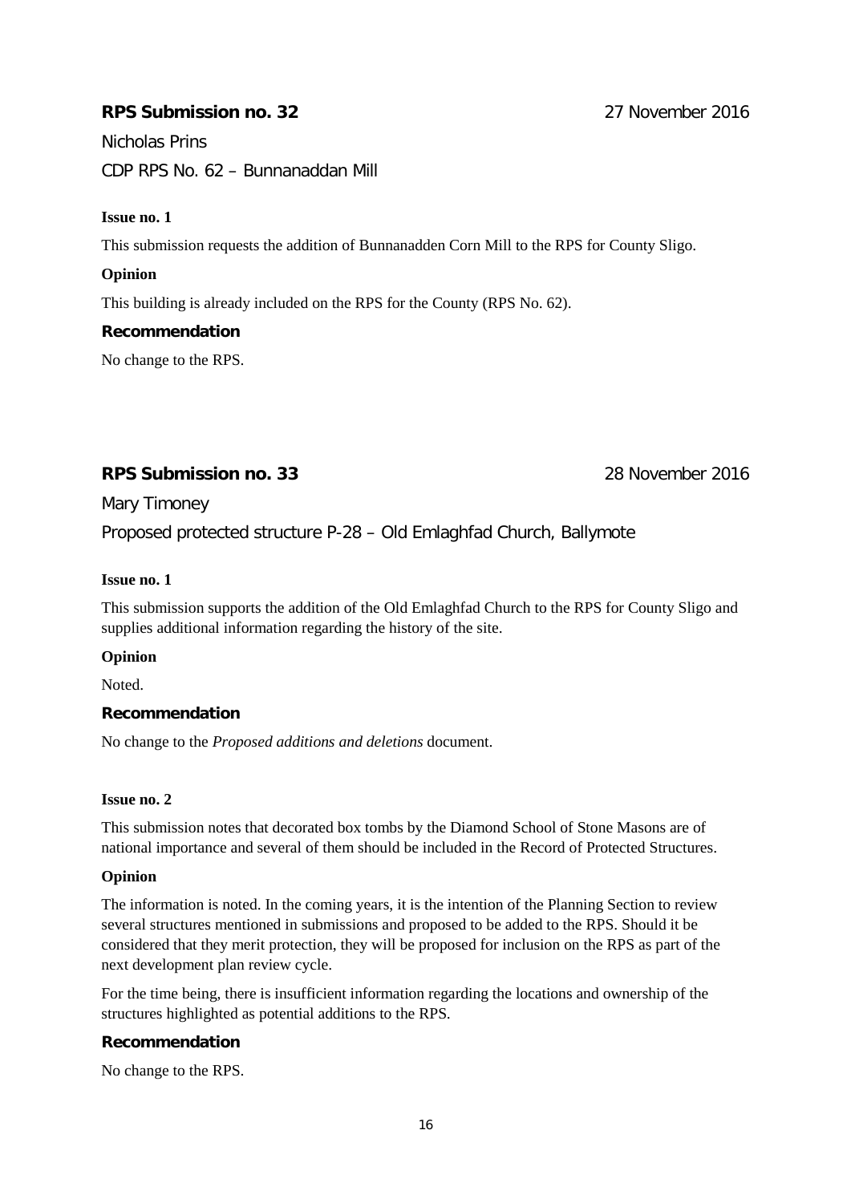### RPS Submission no. 32 27 November 2016

Nicholas Prins

CDP RPS No. 62 – Bunnanaddan Mill

**Issue no. 1**

This submission requests the addition of Bunnanadden Corn Mill to the RPS for County Sligo.

**Opinion**

This building is already included on the RPS for the County (RPS No. 62).

**Recommendation**

No change to the RPS.

### RPS Submission no. 33 28 November 2016

Mary Timoney

Proposed protected structure P-28 – Old Emlaghfad Church, Ballymote

**Issue no. 1**

This submission supports the addition of the Old Emlaghfad Church to the RPS for County Sligo and supplies additional information regarding the history of the site.

**Opinion**

Noted.

**Recommendation**

No change to the *Proposed additions and deletions* document.

**Issue no. 2**

This submission notes that decorated box tombs by the Diamond School of Stone Masons are of national importance and several of them should be included in the Record of Protected Structures.

**Opinion**

The information is noted. In the coming years, it is the intention of the Planning Section to review several structures mentioned in submissions and proposed to be added to the RPS. Should it be considered that they merit protection, they will be proposed for inclusion on the RPS as part of the next development plan review cycle.

For the time being, there is insufficient information regarding the locations and ownership of the structures highlighted as potential additions to the RPS.

**Recommendation**

No change to the RPS.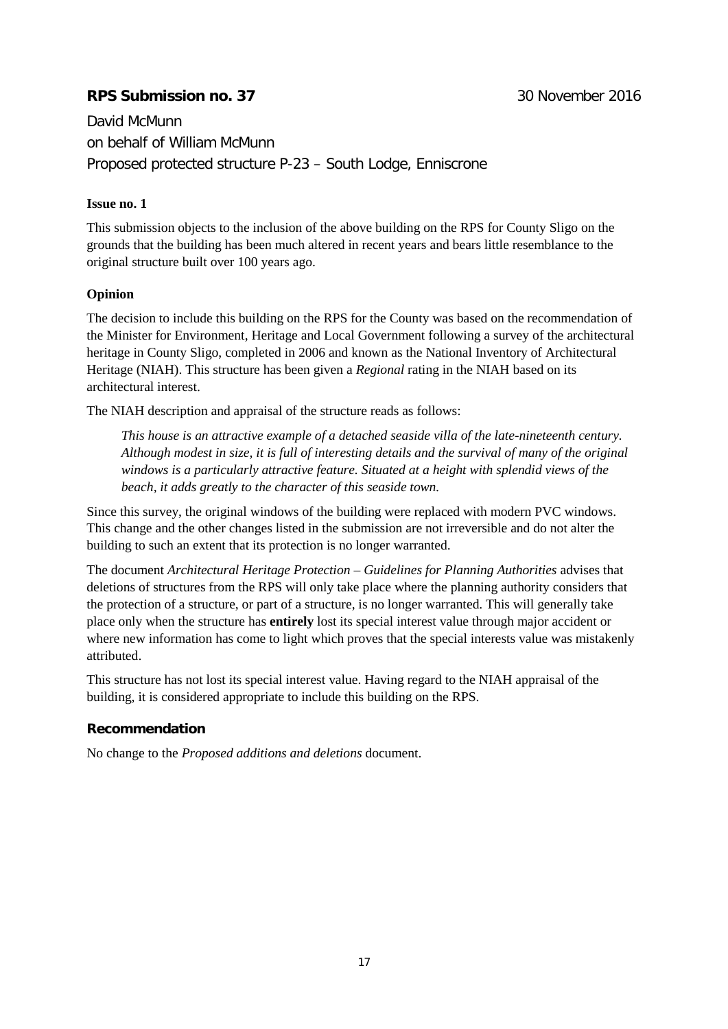**RPS Submission no. 37** 30 November 2016

David McMunn
on behalf of William McMunn
Proposed protected structure P-23 – South Lodge, Enniscrone

**Issue no. 1**

This submission objects to the inclusion of the above building on the RPS for County Sligo on the grounds that the building has been much altered in recent years and bears little resemblance to the original structure built over 100 years ago.

**Opinion**

The decision to include this building on the RPS for the County was based on the recommendation of the Minister for Environment, Heritage and Local Government following a survey of the architectural heritage in County Sligo, completed in 2006 and known as the National Inventory of Architectural Heritage (NIAH). This structure has been given a *Regional* rating in the NIAH based on its architectural interest.

The NIAH description and appraisal of the structure reads as follows:

> *This house is an attractive example of a detached seaside villa of the late-nineteenth century. Although modest in size, it is full of interesting details and the survival of many of the original windows is a particularly attractive feature. Situated at a height with splendid views of the beach, it adds greatly to the character of this seaside town.*

Since this survey, the original windows of the building were replaced with modern PVC windows. This change and the other changes listed in the submission are not irreversible and do not alter the building to such an extent that its protection is no longer warranted.

The document *Architectural Heritage Protection – Guidelines for Planning Authorities* advises that deletions of structures from the RPS will only take place where the planning authority considers that the protection of a structure, or part of a structure, is no longer warranted. This will generally take place only when the structure has **entirely** lost its special interest value through major accident or where new information has come to light which proves that the special interests value was mistakenly attributed.

This structure has not lost its special interest value. Having regard to the NIAH appraisal of the building, it is considered appropriate to include this building on the RPS.

**Recommendation**

No change to the *Proposed additions and deletions* document.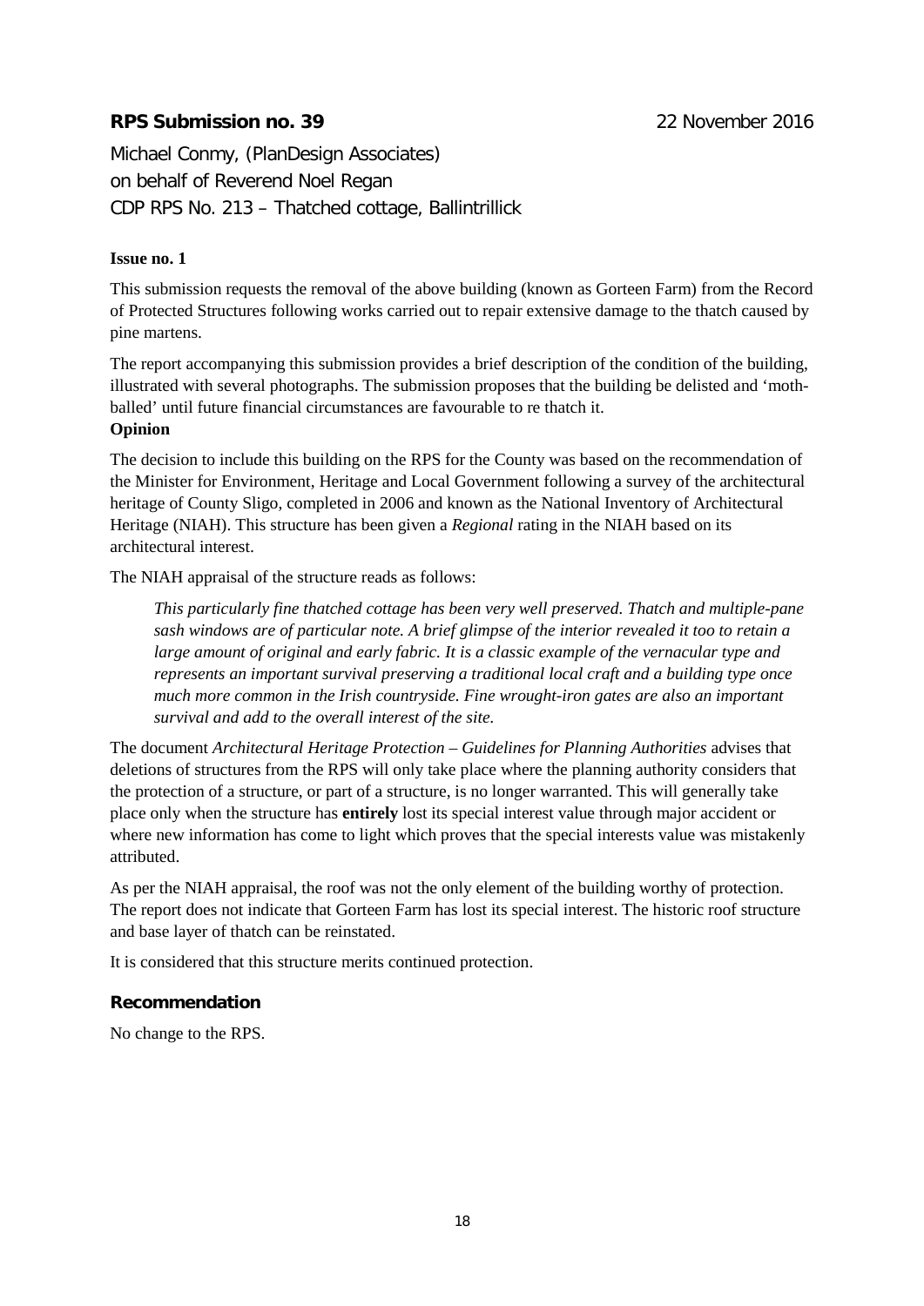**RPS Submission no. 39** 22 November 2016

Michael Conmy, (PlanDesign Associates)
on behalf of Reverend Noel Regan
CDP RPS No. 213 – Thatched cottage, Ballintrillick

**Issue no. 1**

This submission requests the removal of the above building (known as Gorteen Farm) from the Record of Protected Structures following works carried out to repair extensive damage to the thatch caused by pine martens.

The report accompanying this submission provides a brief description of the condition of the building, illustrated with several photographs. The submission proposes that the building be delisted and 'moth-balled' until future financial circumstances are favourable to re thatch it.

**Opinion**

The decision to include this building on the RPS for the County was based on the recommendation of the Minister for Environment, Heritage and Local Government following a survey of the architectural heritage of County Sligo, completed in 2006 and known as the National Inventory of Architectural Heritage (NIAH). This structure has been given a *Regional* rating in the NIAH based on its architectural interest.

The NIAH appraisal of the structure reads as follows:

> *This particularly fine thatched cottage has been very well preserved. Thatch and multiple-pane sash windows are of particular note. A brief glimpse of the interior revealed it too to retain a large amount of original and early fabric. It is a classic example of the vernacular type and represents an important survival preserving a traditional local craft and a building type once much more common in the Irish countryside. Fine wrought-iron gates are also an important survival and add to the overall interest of the site.*

The document *Architectural Heritage Protection – Guidelines for Planning Authorities* advises that deletions of structures from the RPS will only take place where the planning authority considers that the protection of a structure, or part of a structure, is no longer warranted. This will generally take place only when the structure has **entirely** lost its special interest value through major accident or where new information has come to light which proves that the special interests value was mistakenly attributed.

As per the NIAH appraisal, the roof was not the only element of the building worthy of protection. The report does not indicate that Gorteen Farm has lost its special interest. The historic roof structure and base layer of thatch can be reinstated.

It is considered that this structure merits continued protection.

**Recommendation**

No change to the RPS.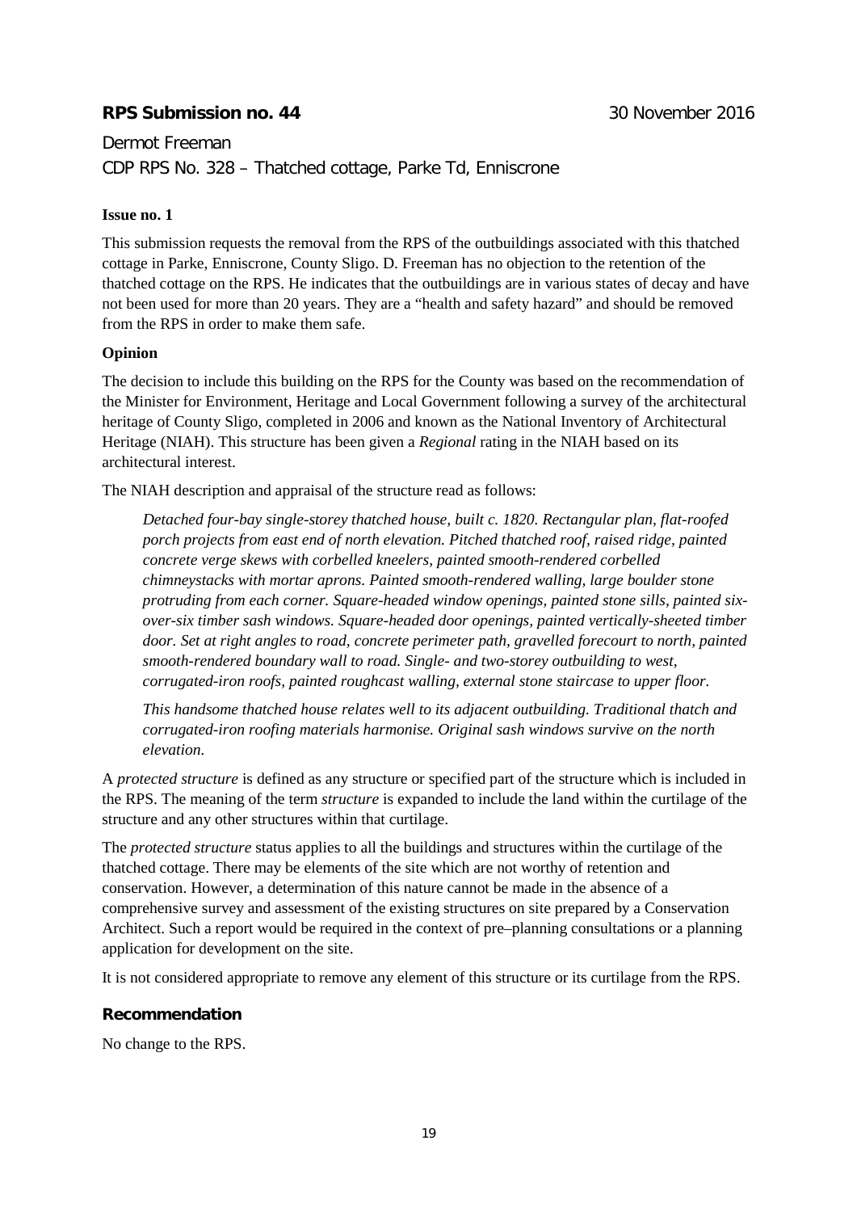**RPS Submission no. 44** 30 November 2016

Dermot Freeman

CDP RPS No. 328 – Thatched cottage, Parke Td, Enniscrone

**Issue no. 1**

This submission requests the removal from the RPS of the outbuildings associated with this thatched cottage in Parke, Enniscrone, County Sligo. D. Freeman has no objection to the retention of the thatched cottage on the RPS. He indicates that the outbuildings are in various states of decay and have not been used for more than 20 years. They are a "health and safety hazard" and should be removed from the RPS in order to make them safe.

**Opinion**

The decision to include this building on the RPS for the County was based on the recommendation of the Minister for Environment, Heritage and Local Government following a survey of the architectural heritage of County Sligo, completed in 2006 and known as the National Inventory of Architectural Heritage (NIAH). This structure has been given a *Regional* rating in the NIAH based on its architectural interest.

The NIAH description and appraisal of the structure read as follows:

> *Detached four-bay single-storey thatched house, built c. 1820. Rectangular plan, flat-roofed porch projects from east end of north elevation. Pitched thatched roof, raised ridge, painted concrete verge skews with corbelled kneelers, painted smooth-rendered corbelled chimneystacks with mortar aprons. Painted smooth-rendered walling, large boulder stone protruding from each corner. Square-headed window openings, painted stone sills, painted six-over-six timber sash windows. Square-headed door openings, painted vertically-sheeted timber door. Set at right angles to road, concrete perimeter path, gravelled forecourt to north, painted smooth-rendered boundary wall to road. Single- and two-storey outbuilding to west, corrugated-iron roofs, painted roughcast walling, external stone staircase to upper floor.*
>
> *This handsome thatched house relates well to its adjacent outbuilding. Traditional thatch and corrugated-iron roofing materials harmonise. Original sash windows survive on the north elevation.*

A *protected structure* is defined as any structure or specified part of the structure which is included in the RPS. The meaning of the term *structure* is expanded to include the land within the curtilage of the structure and any other structures within that curtilage.

The *protected structure* status applies to all the buildings and structures within the curtilage of the thatched cottage. There may be elements of the site which are not worthy of retention and conservation. However, a determination of this nature cannot be made in the absence of a comprehensive survey and assessment of the existing structures on site prepared by a Conservation Architect. Such a report would be required in the context of pre–planning consultations or a planning application for development on the site.

It is not considered appropriate to remove any element of this structure or its curtilage from the RPS.

**Recommendation**

No change to the RPS.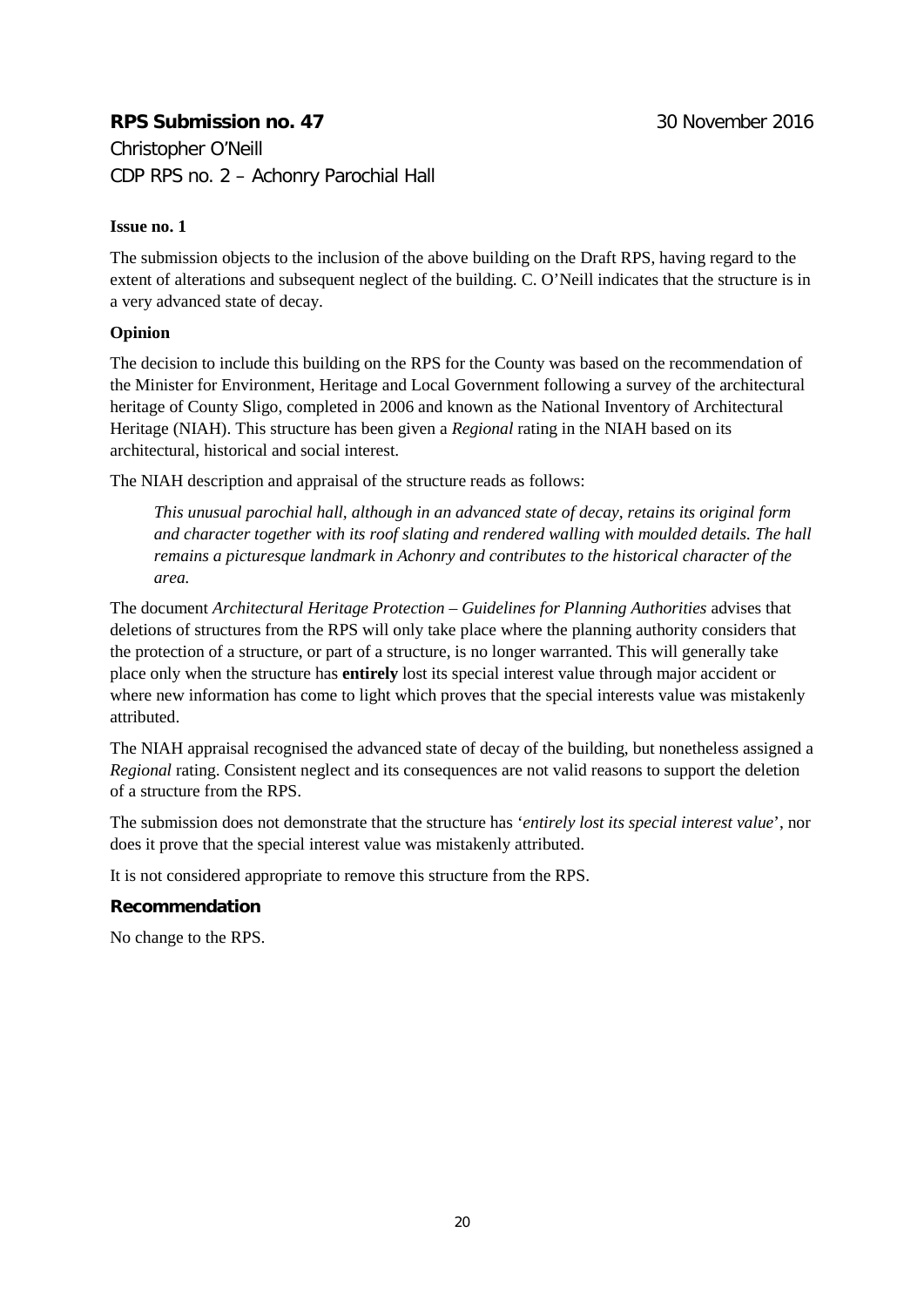**RPS Submission no. 47** 30 November 2016

Christopher O'Neill

CDP RPS no. 2 – Achonry Parochial Hall

**Issue no. 1**

The submission objects to the inclusion of the above building on the Draft RPS, having regard to the extent of alterations and subsequent neglect of the building. C. O'Neill indicates that the structure is in a very advanced state of decay.

**Opinion**

The decision to include this building on the RPS for the County was based on the recommendation of the Minister for Environment, Heritage and Local Government following a survey of the architectural heritage of County Sligo, completed in 2006 and known as the National Inventory of Architectural Heritage (NIAH). This structure has been given a *Regional* rating in the NIAH based on its architectural, historical and social interest.

The NIAH description and appraisal of the structure reads as follows:

> *This unusual parochial hall, although in an advanced state of decay, retains its original form and character together with its roof slating and rendered walling with moulded details. The hall remains a picturesque landmark in Achonry and contributes to the historical character of the area.*

The document *Architectural Heritage Protection – Guidelines for Planning Authorities* advises that deletions of structures from the RPS will only take place where the planning authority considers that the protection of a structure, or part of a structure, is no longer warranted. This will generally take place only when the structure has **entirely** lost its special interest value through major accident or where new information has come to light which proves that the special interests value was mistakenly attributed.

The NIAH appraisal recognised the advanced state of decay of the building, but nonetheless assigned a *Regional* rating. Consistent neglect and its consequences are not valid reasons to support the deletion of a structure from the RPS.

The submission does not demonstrate that the structure has '*entirely lost its special interest value*', nor does it prove that the special interest value was mistakenly attributed.

It is not considered appropriate to remove this structure from the RPS.

**Recommendation**

No change to the RPS.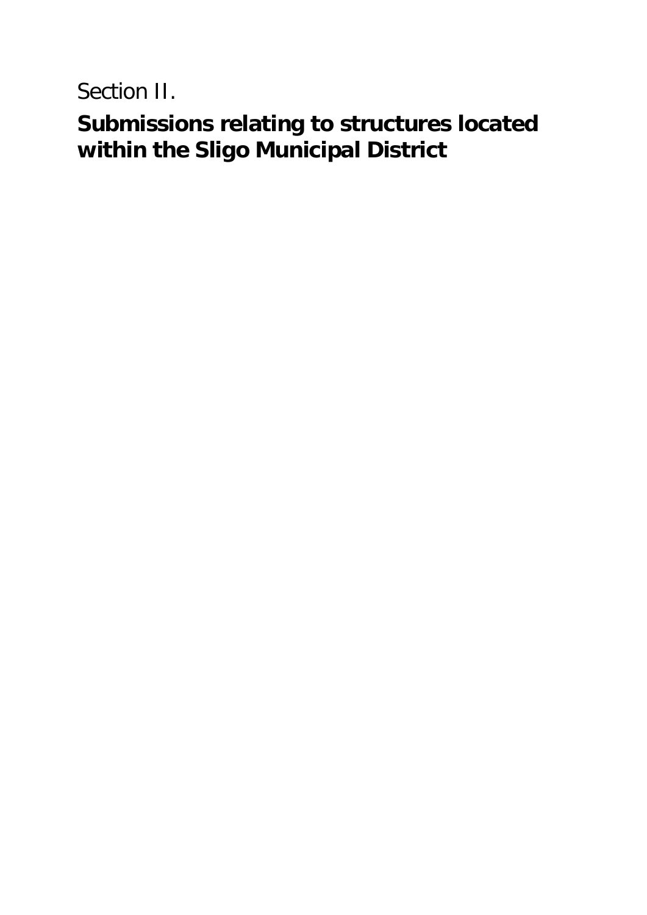Section II.

# Submissions relating to structures located within the Sligo Municipal District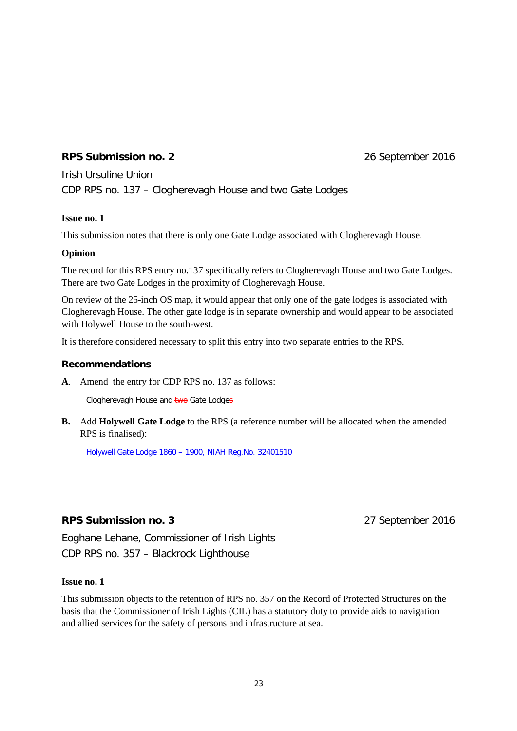**RPS Submission no. 2** 26 September 2016

Irish Ursuline Union

CDP RPS no. 137 – Clogherevagh House and two Gate Lodges

**Issue no. 1**

This submission notes that there is only one Gate Lodge associated with Clogherevagh House.

**Opinion**

The record for this RPS entry no.137 specifically refers to Clogherevagh House and two Gate Lodges. There are two Gate Lodges in the proximity of Clogherevagh House.

On review of the 25-inch OS map, it would appear that only one of the gate lodges is associated with Clogherevagh House. The other gate lodge is in separate ownership and would appear to be associated with Holywell House to the south-west.

It is therefore considered necessary to split this entry into two separate entries to the RPS.

**Recommendations**

**A**. Amend the entry for CDP RPS no. 137 as follows:

Clogherevagh House and ~~two~~ Gate Lodge~~s~~

**B.** Add **Holywell Gate Lodge** to the RPS (a reference number will be allocated when the amended RPS is finalised):

Holywell Gate Lodge 1860 – 1900, NIAH Reg.No. 32401510

**RPS Submission no. 3** 27 September 2016

Eoghane Lehane, Commissioner of Irish Lights

CDP RPS no. 357 – Blackrock Lighthouse

**Issue no. 1**

This submission objects to the retention of RPS no. 357 on the Record of Protected Structures on the basis that the Commissioner of Irish Lights (CIL) has a statutory duty to provide aids to navigation and allied services for the safety of persons and infrastructure at sea.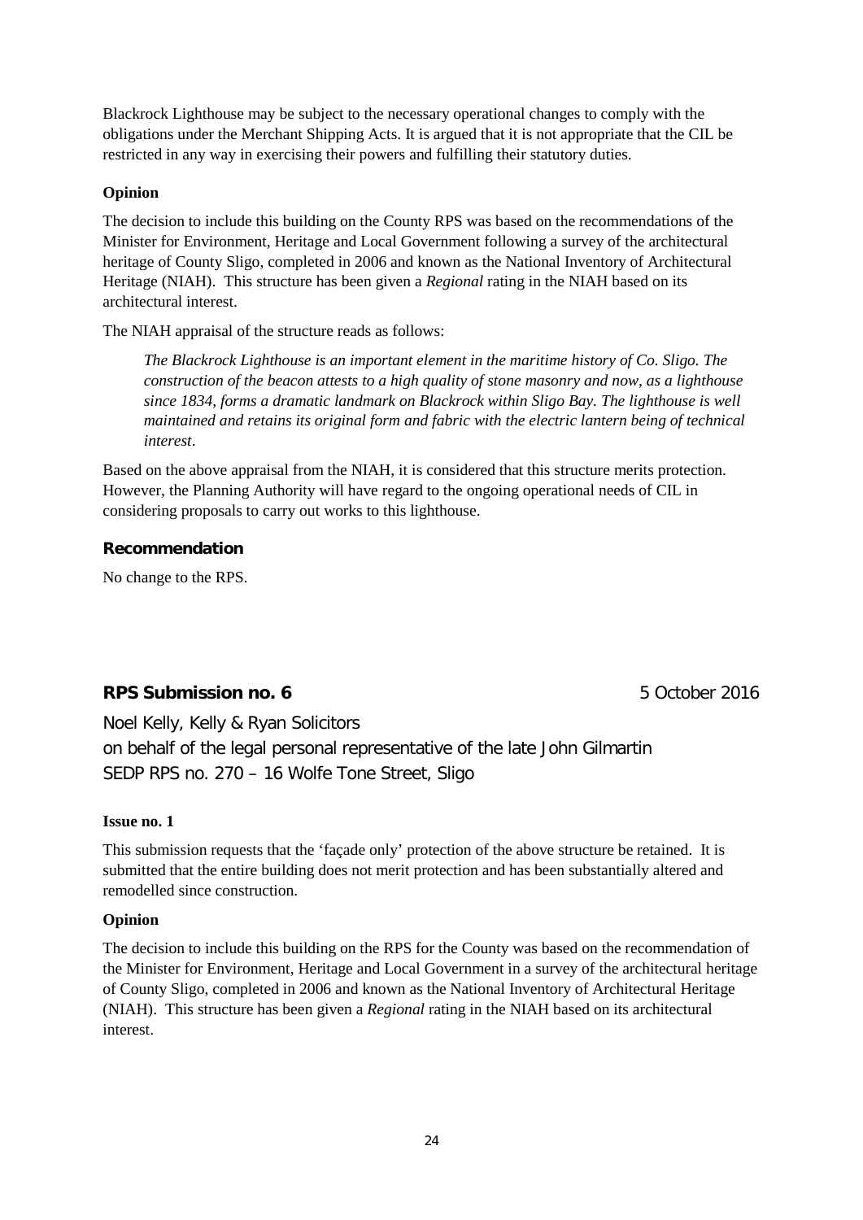Blackrock Lighthouse may be subject to the necessary operational changes to comply with the obligations under the Merchant Shipping Acts. It is argued that it is not appropriate that the CIL be restricted in any way in exercising their powers and fulfilling their statutory duties.

**Opinion**

The decision to include this building on the County RPS was based on the recommendations of the Minister for Environment, Heritage and Local Government following a survey of the architectural heritage of County Sligo, completed in 2006 and known as the National Inventory of Architectural Heritage (NIAH). This structure has been given a *Regional* rating in the NIAH based on its architectural interest.

The NIAH appraisal of the structure reads as follows:

> *The Blackrock Lighthouse is an important element in the maritime history of Co. Sligo. The construction of the beacon attests to a high quality of stone masonry and now, as a lighthouse since 1834, forms a dramatic landmark on Blackrock within Sligo Bay. The lighthouse is well maintained and retains its original form and fabric with the electric lantern being of technical interest*.

Based on the above appraisal from the NIAH, it is considered that this structure merits protection. However, the Planning Authority will have regard to the ongoing operational needs of CIL in considering proposals to carry out works to this lighthouse.

**Recommendation**

No change to the RPS.

**RPS Submission no. 6** 5 October 2016

Noel Kelly, Kelly & Ryan Solicitors
on behalf of the legal personal representative of the late John Gilmartin
SEDP RPS no. 270 – 16 Wolfe Tone Street, Sligo

**Issue no. 1**

This submission requests that the 'façade only' protection of the above structure be retained. It is submitted that the entire building does not merit protection and has been substantially altered and remodelled since construction.

**Opinion**

The decision to include this building on the RPS for the County was based on the recommendation of the Minister for Environment, Heritage and Local Government in a survey of the architectural heritage of County Sligo, completed in 2006 and known as the National Inventory of Architectural Heritage (NIAH). This structure has been given a *Regional* rating in the NIAH based on its architectural interest.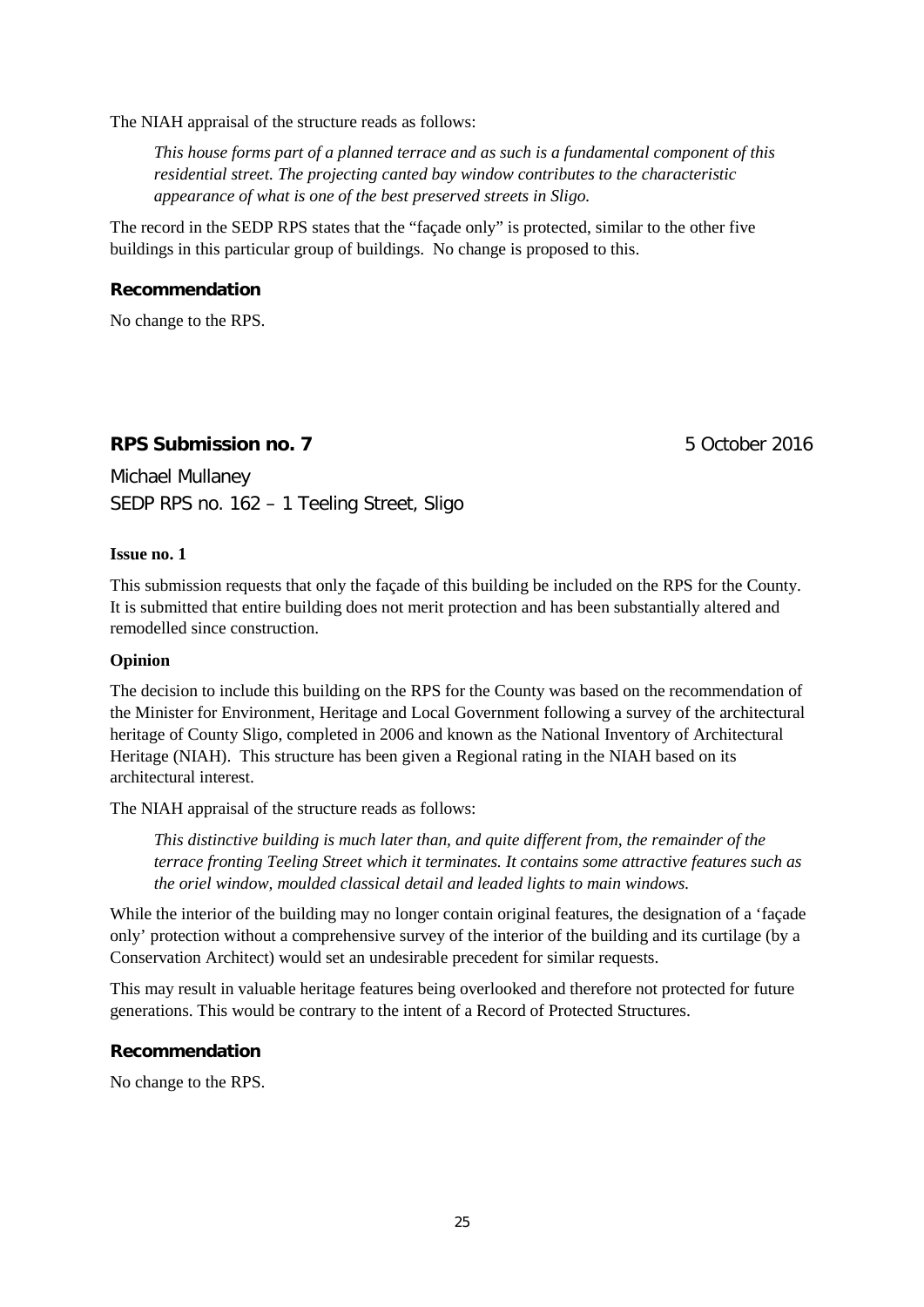The NIAH appraisal of the structure reads as follows:

> *This house forms part of a planned terrace and as such is a fundamental component of this residential street. The projecting canted bay window contributes to the characteristic appearance of what is one of the best preserved streets in Sligo.*

The record in the SEDP RPS states that the "façade only" is protected, similar to the other five buildings in this particular group of buildings. No change is proposed to this.

### Recommendation

No change to the RPS.

## RPS Submission no. 7 — 5 October 2016

Michael Mullaney
SEDP RPS no. 162 – 1 Teeling Street, Sligo

**Issue no. 1**

This submission requests that only the façade of this building be included on the RPS for the County. It is submitted that entire building does not merit protection and has been substantially altered and remodelled since construction.

**Opinion**

The decision to include this building on the RPS for the County was based on the recommendation of the Minister for Environment, Heritage and Local Government following a survey of the architectural heritage of County Sligo, completed in 2006 and known as the National Inventory of Architectural Heritage (NIAH). This structure has been given a Regional rating in the NIAH based on its architectural interest.

The NIAH appraisal of the structure reads as follows:

> *This distinctive building is much later than, and quite different from, the remainder of the terrace fronting Teeling Street which it terminates. It contains some attractive features such as the oriel window, moulded classical detail and leaded lights to main windows.*

While the interior of the building may no longer contain original features, the designation of a 'façade only' protection without a comprehensive survey of the interior of the building and its curtilage (by a Conservation Architect) would set an undesirable precedent for similar requests.

This may result in valuable heritage features being overlooked and therefore not protected for future generations. This would be contrary to the intent of a Record of Protected Structures.

### Recommendation

No change to the RPS.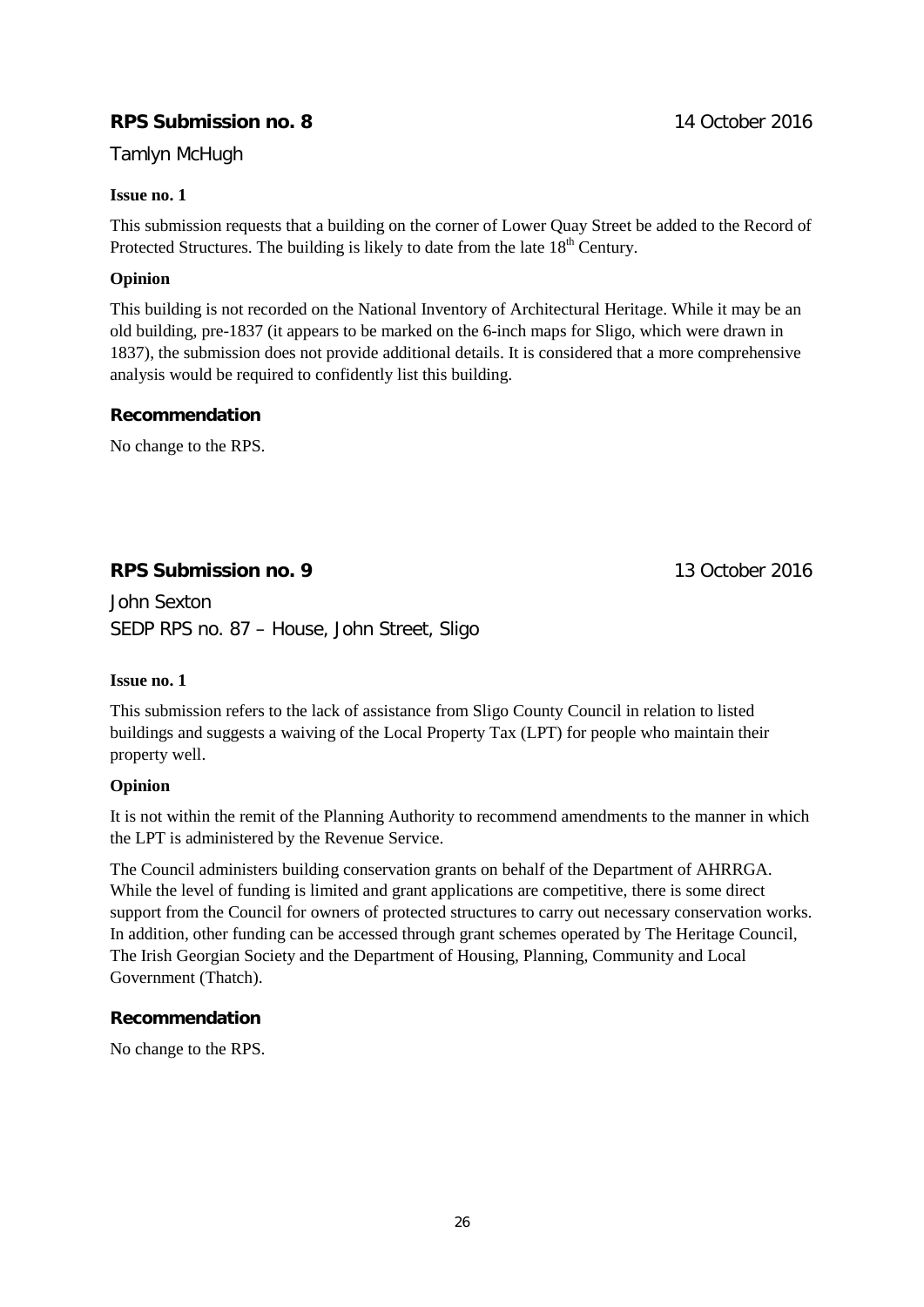## RPS Submission no. 8

14 October 2016

Tamlyn McHugh

**Issue no. 1**

This submission requests that a building on the corner of Lower Quay Street be added to the Record of Protected Structures. The building is likely to date from the late 18th Century.

**Opinion**

This building is not recorded on the National Inventory of Architectural Heritage. While it may be an old building, pre-1837 (it appears to be marked on the 6-inch maps for Sligo, which were drawn in 1837), the submission does not provide additional details. It is considered that a more comprehensive analysis would be required to confidently list this building.

### Recommendation

No change to the RPS.

## RPS Submission no. 9

13 October 2016

John Sexton

SEDP RPS no. 87 – House, John Street, Sligo

**Issue no. 1**

This submission refers to the lack of assistance from Sligo County Council in relation to listed buildings and suggests a waiving of the Local Property Tax (LPT) for people who maintain their property well.

**Opinion**

It is not within the remit of the Planning Authority to recommend amendments to the manner in which the LPT is administered by the Revenue Service.

The Council administers building conservation grants on behalf of the Department of AHRRGA. While the level of funding is limited and grant applications are competitive, there is some direct support from the Council for owners of protected structures to carry out necessary conservation works. In addition, other funding can be accessed through grant schemes operated by The Heritage Council, The Irish Georgian Society and the Department of Housing, Planning, Community and Local Government (Thatch).

### Recommendation

No change to the RPS.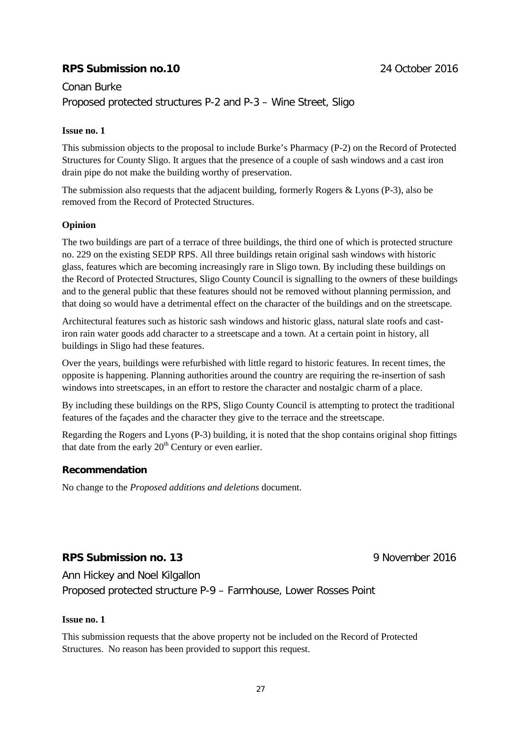## RPS Submission no.10 — 24 October 2016

Conan Burke

Proposed protected structures P-2 and P-3 – Wine Street, Sligo

**Issue no. 1**

This submission objects to the proposal to include Burke's Pharmacy (P-2) on the Record of Protected Structures for County Sligo. It argues that the presence of a couple of sash windows and a cast iron drain pipe do not make the building worthy of preservation.

The submission also requests that the adjacent building, formerly Rogers & Lyons (P-3), also be removed from the Record of Protected Structures.

**Opinion**

The two buildings are part of a terrace of three buildings, the third one of which is protected structure no. 229 on the existing SEDP RPS. All three buildings retain original sash windows with historic glass, features which are becoming increasingly rare in Sligo town. By including these buildings on the Record of Protected Structures, Sligo County Council is signalling to the owners of these buildings and to the general public that these features should not be removed without planning permission, and that doing so would have a detrimental effect on the character of the buildings and on the streetscape.

Architectural features such as historic sash windows and historic glass, natural slate roofs and cast-iron rain water goods add character to a streetscape and a town. At a certain point in history, all buildings in Sligo had these features.

Over the years, buildings were refurbished with little regard to historic features. In recent times, the opposite is happening. Planning authorities around the country are requiring the re-insertion of sash windows into streetscapes, in an effort to restore the character and nostalgic charm of a place.

By including these buildings on the RPS, Sligo County Council is attempting to protect the traditional features of the façades and the character they give to the terrace and the streetscape.

Regarding the Rogers and Lyons (P-3) building, it is noted that the shop contains original shop fittings that date from the early 20th Century or even earlier.

**Recommendation**

No change to the *Proposed additions and deletions* document.

## RPS Submission no. 13 — 9 November 2016

Ann Hickey and Noel Kilgallon

Proposed protected structure P-9 – Farmhouse, Lower Rosses Point

**Issue no. 1**

This submission requests that the above property not be included on the Record of Protected Structures. No reason has been provided to support this request.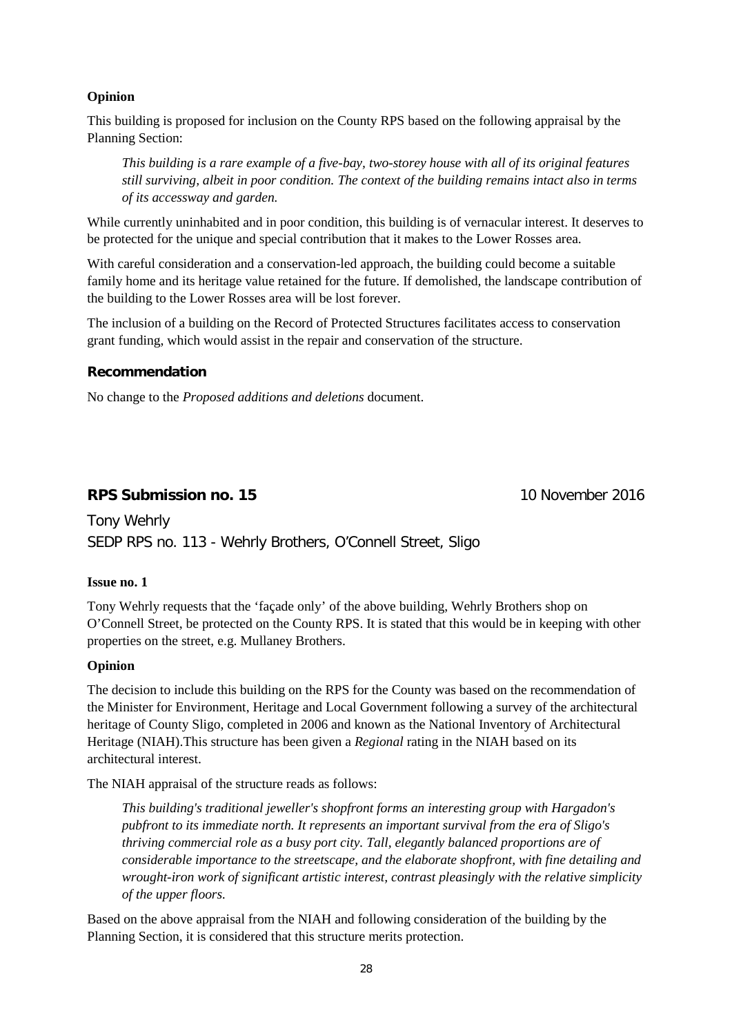**Opinion**

This building is proposed for inclusion on the County RPS based on the following appraisal by the Planning Section:

> *This building is a rare example of a five-bay, two-storey house with all of its original features still surviving, albeit in poor condition. The context of the building remains intact also in terms of its accessway and garden.*

While currently uninhabited and in poor condition, this building is of vernacular interest. It deserves to be protected for the unique and special contribution that it makes to the Lower Rosses area.

With careful consideration and a conservation-led approach, the building could become a suitable family home and its heritage value retained for the future. If demolished, the landscape contribution of the building to the Lower Rosses area will be lost forever.

The inclusion of a building on the Record of Protected Structures facilitates access to conservation grant funding, which would assist in the repair and conservation of the structure.

**Recommendation**

No change to the *Proposed additions and deletions* document.

## RPS Submission no. 15 — 10 November 2016

Tony Wehrly

SEDP RPS no. 113 - Wehrly Brothers, O'Connell Street, Sligo

**Issue no. 1**

Tony Wehrly requests that the 'façade only' of the above building, Wehrly Brothers shop on O'Connell Street, be protected on the County RPS. It is stated that this would be in keeping with other properties on the street, e.g. Mullaney Brothers.

**Opinion**

The decision to include this building on the RPS for the County was based on the recommendation of the Minister for Environment, Heritage and Local Government following a survey of the architectural heritage of County Sligo, completed in 2006 and known as the National Inventory of Architectural Heritage (NIAH).This structure has been given a *Regional* rating in the NIAH based on its architectural interest.

The NIAH appraisal of the structure reads as follows:

> *This building's traditional jeweller's shopfront forms an interesting group with Hargadon's pubfront to its immediate north. It represents an important survival from the era of Sligo's thriving commercial role as a busy port city. Tall, elegantly balanced proportions are of considerable importance to the streetscape, and the elaborate shopfront, with fine detailing and wrought-iron work of significant artistic interest, contrast pleasingly with the relative simplicity of the upper floors.*

Based on the above appraisal from the NIAH and following consideration of the building by the Planning Section, it is considered that this structure merits protection.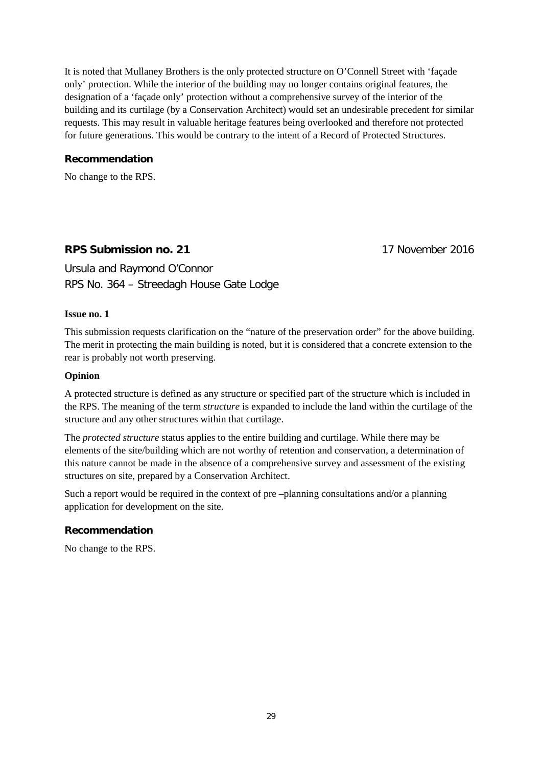It is noted that Mullaney Brothers is the only protected structure on O'Connell Street with 'façade only' protection. While the interior of the building may no longer contains original features, the designation of a 'façade only' protection without a comprehensive survey of the interior of the building and its curtilage (by a Conservation Architect) would set an undesirable precedent for similar requests. This may result in valuable heritage features being overlooked and therefore not protected for future generations. This would be contrary to the intent of a Record of Protected Structures.

### Recommendation

No change to the RPS.

## RPS Submission no. 21 — 17 November 2016

Ursula and Raymond O'Connor
RPS No. 364 – Streedagh House Gate Lodge

**Issue no. 1**

This submission requests clarification on the "nature of the preservation order" for the above building. The merit in protecting the main building is noted, but it is considered that a concrete extension to the rear is probably not worth preserving.

**Opinion**

A protected structure is defined as any structure or specified part of the structure which is included in the RPS. The meaning of the term *structure* is expanded to include the land within the curtilage of the structure and any other structures within that curtilage.

The *protected structure* status applies to the entire building and curtilage. While there may be elements of the site/building which are not worthy of retention and conservation, a determination of this nature cannot be made in the absence of a comprehensive survey and assessment of the existing structures on site, prepared by a Conservation Architect.

Such a report would be required in the context of pre –planning consultations and/or a planning application for development on the site.

### Recommendation

No change to the RPS.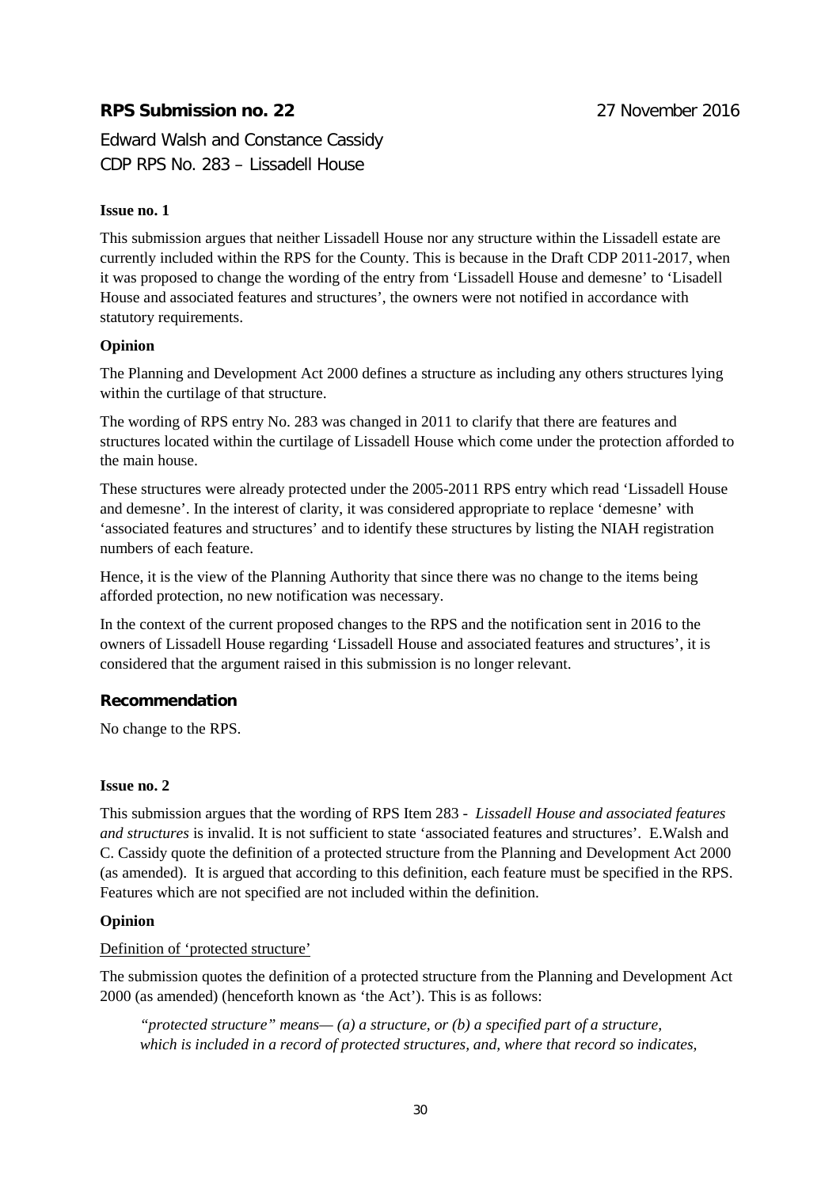**RPS Submission no. 22** 27 November 2016

Edward Walsh and Constance Cassidy
CDP RPS No. 283 – Lissadell House

**Issue no. 1**

This submission argues that neither Lissadell House nor any structure within the Lissadell estate are currently included within the RPS for the County. This is because in the Draft CDP 2011-2017, when it was proposed to change the wording of the entry from 'Lissadell House and demesne' to 'Lisadell House and associated features and structures', the owners were not notified in accordance with statutory requirements.

**Opinion**

The Planning and Development Act 2000 defines a structure as including any others structures lying within the curtilage of that structure.

The wording of RPS entry No. 283 was changed in 2011 to clarify that there are features and structures located within the curtilage of Lissadell House which come under the protection afforded to the main house.

These structures were already protected under the 2005-2011 RPS entry which read 'Lissadell House and demesne'. In the interest of clarity, it was considered appropriate to replace 'demesne' with 'associated features and structures' and to identify these structures by listing the NIAH registration numbers of each feature.

Hence, it is the view of the Planning Authority that since there was no change to the items being afforded protection, no new notification was necessary.

In the context of the current proposed changes to the RPS and the notification sent in 2016 to the owners of Lissadell House regarding 'Lissadell House and associated features and structures', it is considered that the argument raised in this submission is no longer relevant.

**Recommendation**

No change to the RPS.

**Issue no. 2**

This submission argues that the wording of RPS Item 283 - *Lissadell House and associated features and structures* is invalid. It is not sufficient to state 'associated features and structures'. E.Walsh and C. Cassidy quote the definition of a protected structure from the Planning and Development Act 2000 (as amended). It is argued that according to this definition, each feature must be specified in the RPS. Features which are not specified are not included within the definition.

**Opinion**

Definition of 'protected structure'

The submission quotes the definition of a protected structure from the Planning and Development Act 2000 (as amended) (henceforth known as 'the Act'). This is as follows:

> *"protected structure" means— (a) a structure, or (b) a specified part of a structure, which is included in a record of protected structures, and, where that record so indicates,*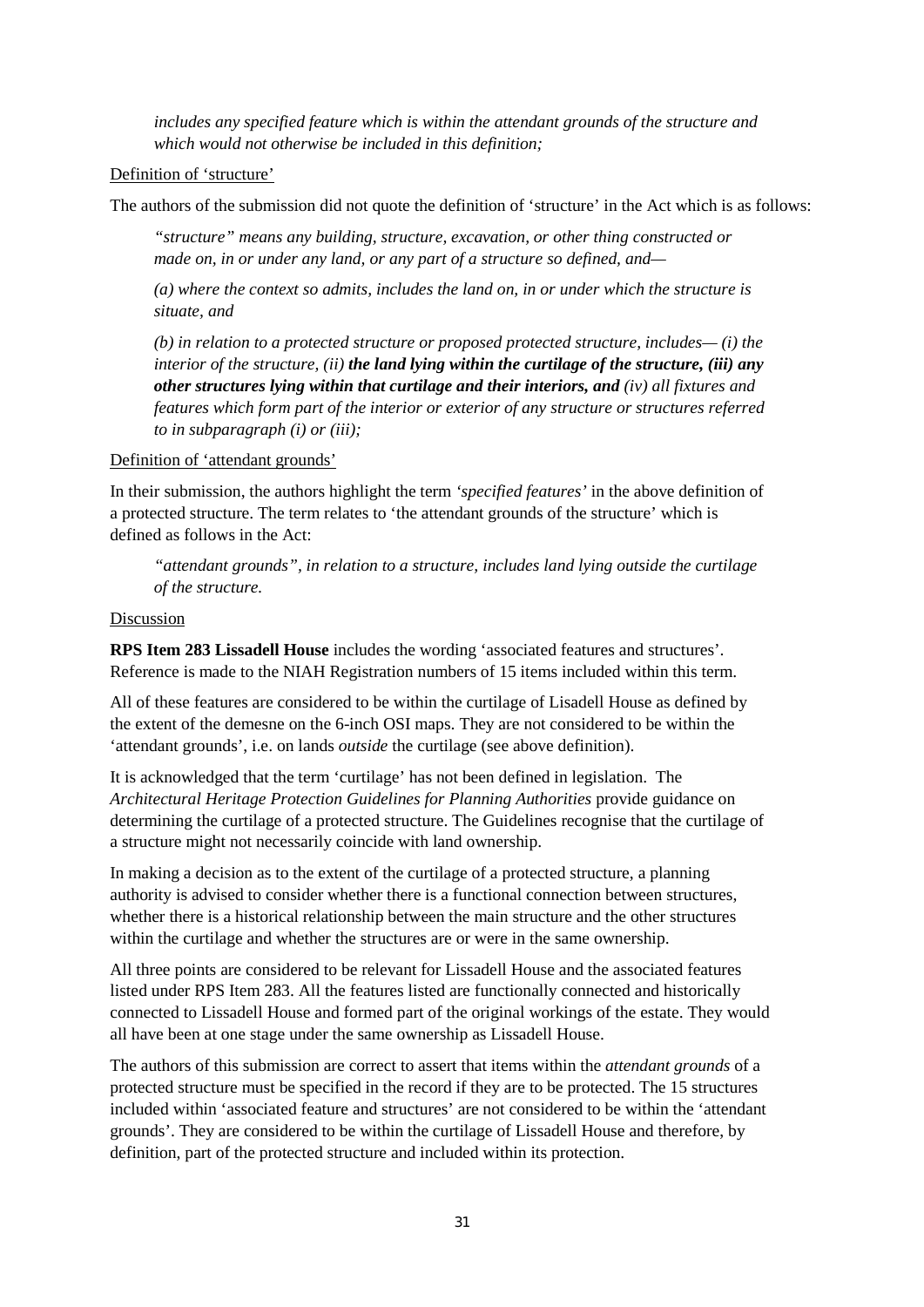*includes any specified feature which is within the attendant grounds of the structure and which would not otherwise be included in this definition;*

Definition of 'structure'

The authors of the submission did not quote the definition of 'structure' in the Act which is as follows:

*"structure" means any building, structure, excavation, or other thing constructed or made on, in or under any land, or any part of a structure so defined, and—*

*(a) where the context so admits, includes the land on, in or under which the structure is situate, and*

*(b) in relation to a protected structure or proposed protected structure, includes— (i) the interior of the structure, (ii)* ***the land lying within the curtilage of the structure, (iii) any other structures lying within that curtilage and their interiors, and*** *(iv) all fixtures and features which form part of the interior or exterior of any structure or structures referred to in subparagraph (i) or (iii);*

Definition of 'attendant grounds'

In their submission, the authors highlight the term *'specified features'* in the above definition of a protected structure. The term relates to 'the attendant grounds of the structure' which is defined as follows in the Act:

*"attendant grounds", in relation to a structure, includes land lying outside the curtilage of the structure.*

Discussion

**RPS Item 283 Lissadell House** includes the wording 'associated features and structures'. Reference is made to the NIAH Registration numbers of 15 items included within this term.

All of these features are considered to be within the curtilage of Lisadell House as defined by the extent of the demesne on the 6-inch OSI maps. They are not considered to be within the 'attendant grounds', i.e. on lands *outside* the curtilage (see above definition).

It is acknowledged that the term 'curtilage' has not been defined in legislation. The *Architectural Heritage Protection Guidelines for Planning Authorities* provide guidance on determining the curtilage of a protected structure. The Guidelines recognise that the curtilage of a structure might not necessarily coincide with land ownership.

In making a decision as to the extent of the curtilage of a protected structure, a planning authority is advised to consider whether there is a functional connection between structures, whether there is a historical relationship between the main structure and the other structures within the curtilage and whether the structures are or were in the same ownership.

All three points are considered to be relevant for Lissadell House and the associated features listed under RPS Item 283. All the features listed are functionally connected and historically connected to Lissadell House and formed part of the original workings of the estate. They would all have been at one stage under the same ownership as Lissadell House.

The authors of this submission are correct to assert that items within the *attendant grounds* of a protected structure must be specified in the record if they are to be protected. The 15 structures included within 'associated feature and structures' are not considered to be within the 'attendant grounds'. They are considered to be within the curtilage of Lissadell House and therefore, by definition, part of the protected structure and included within its protection.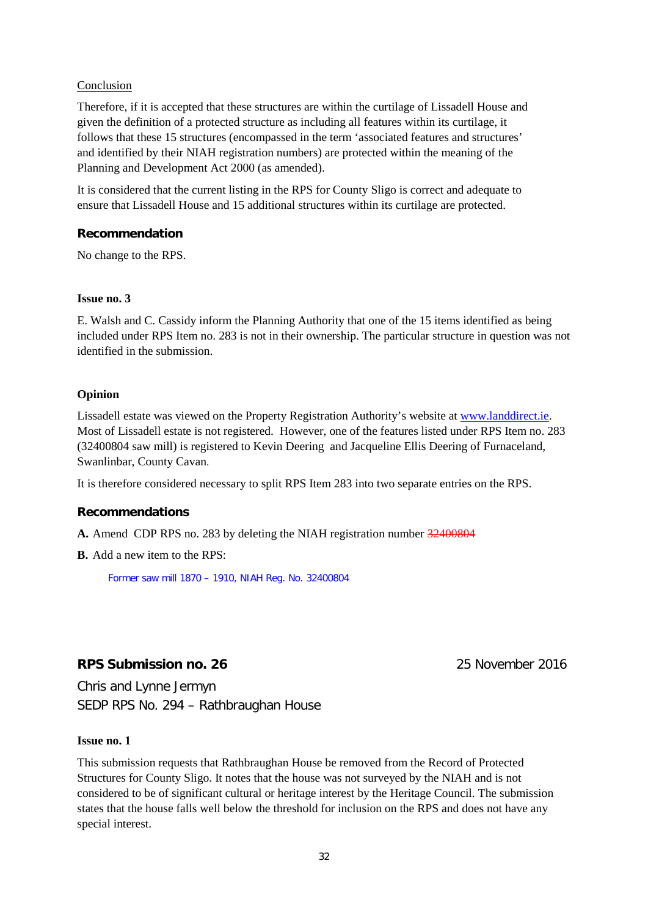Conclusion

Therefore, if it is accepted that these structures are within the curtilage of Lissadell House and given the definition of a protected structure as including all features within its curtilage, it follows that these 15 structures (encompassed in the term 'associated features and structures' and identified by their NIAH registration numbers) are protected within the meaning of the Planning and Development Act 2000 (as amended).

It is considered that the current listing in the RPS for County Sligo is correct and adequate to ensure that Lissadell House and 15 additional structures within its curtilage are protected.

### Recommendation

No change to the RPS.

#### Issue no. 3

E. Walsh and C. Cassidy inform the Planning Authority that one of the 15 items identified as being included under RPS Item no. 283 is not in their ownership. The particular structure in question was not identified in the submission.

#### Opinion

Lissadell estate was viewed on the Property Registration Authority's website at www.landdirect.ie. Most of Lissadell estate is not registered. However, one of the features listed under RPS Item no. 283 (32400804 saw mill) is registered to Kevin Deering and Jacqueline Ellis Deering of Furnaceland, Swanlinbar, County Cavan.

It is therefore considered necessary to split RPS Item 283 into two separate entries on the RPS.

### Recommendations

**A.** Amend CDP RPS no. 283 by deleting the NIAH registration number ~~32400804~~

**B.** Add a new item to the RPS:

Former saw mill 1870 – 1910, NIAH Reg. No. 32400804

## RPS Submission no. 26

25 November 2016

Chris and Lynne Jermyn
SEDP RPS No. 294 – Rathbraughan House

#### Issue no. 1

This submission requests that Rathbraughan House be removed from the Record of Protected Structures for County Sligo. It notes that the house was not surveyed by the NIAH and is not considered to be of significant cultural or heritage interest by the Heritage Council. The submission states that the house falls well below the threshold for inclusion on the RPS and does not have any special interest.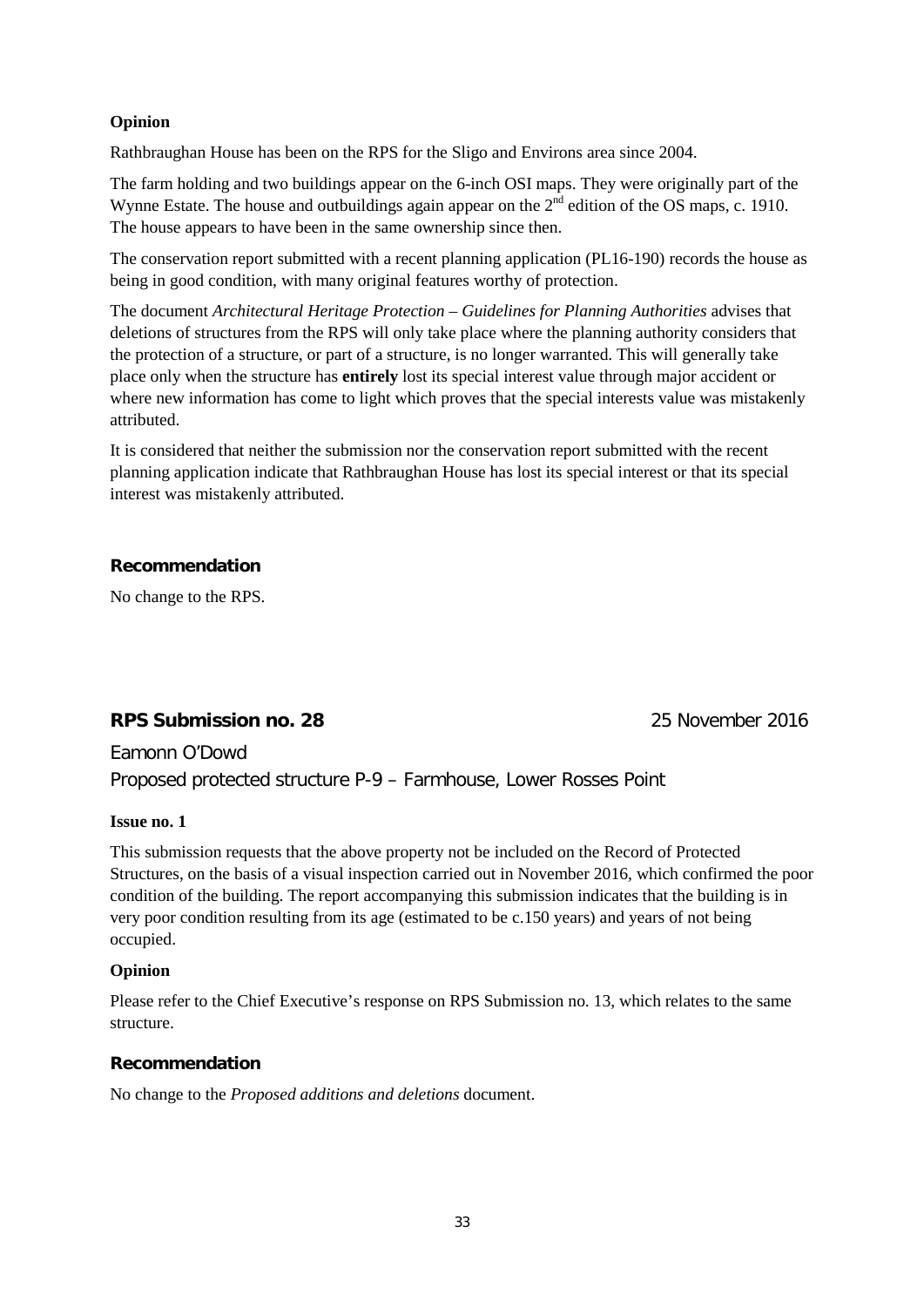**Opinion**

Rathbraughan House has been on the RPS for the Sligo and Environs area since 2004.

The farm holding and two buildings appear on the 6-inch OSI maps. They were originally part of the Wynne Estate. The house and outbuildings again appear on the 2nd edition of the OS maps, c. 1910. The house appears to have been in the same ownership since then.

The conservation report submitted with a recent planning application (PL16-190) records the house as being in good condition, with many original features worthy of protection.

The document *Architectural Heritage Protection – Guidelines for Planning Authorities* advises that deletions of structures from the RPS will only take place where the planning authority considers that the protection of a structure, or part of a structure, is no longer warranted. This will generally take place only when the structure has **entirely** lost its special interest value through major accident or where new information has come to light which proves that the special interests value was mistakenly attributed.

It is considered that neither the submission nor the conservation report submitted with the recent planning application indicate that Rathbraughan House has lost its special interest or that its special interest was mistakenly attributed.

**Recommendation**

No change to the RPS.

## RPS Submission no. 28 — 25 November 2016

Eamonn O'Dowd

Proposed protected structure P-9 – Farmhouse, Lower Rosses Point

**Issue no. 1**

This submission requests that the above property not be included on the Record of Protected Structures, on the basis of a visual inspection carried out in November 2016, which confirmed the poor condition of the building. The report accompanying this submission indicates that the building is in very poor condition resulting from its age (estimated to be c.150 years) and years of not being occupied.

**Opinion**

Please refer to the Chief Executive's response on RPS Submission no. 13, which relates to the same structure.

**Recommendation**

No change to the *Proposed additions and deletions* document.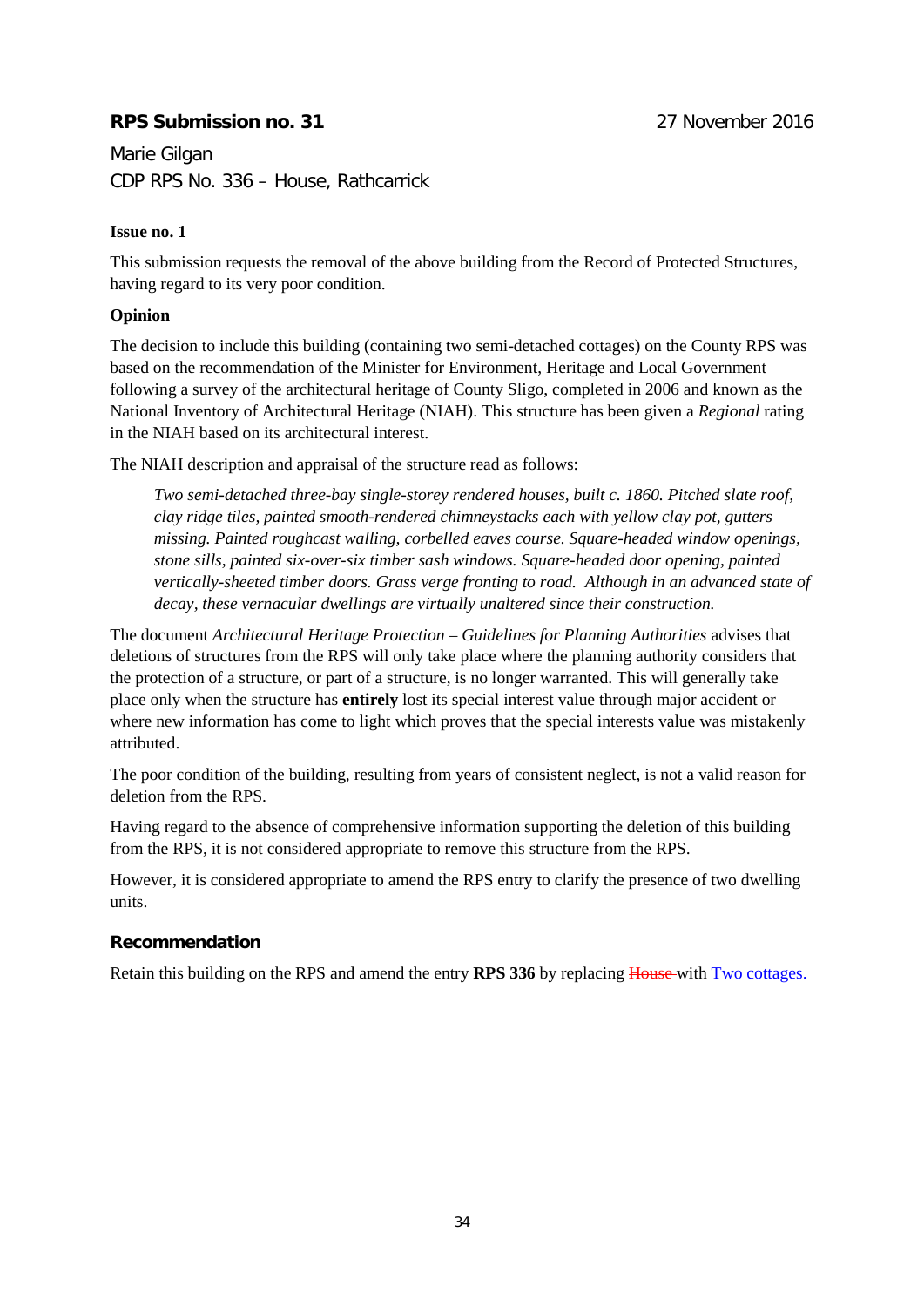**RPS Submission no. 31** 27 November 2016

Marie Gilgan

CDP RPS No. 336 – House, Rathcarrick

**Issue no. 1**

This submission requests the removal of the above building from the Record of Protected Structures, having regard to its very poor condition.

**Opinion**

The decision to include this building (containing two semi-detached cottages) on the County RPS was based on the recommendation of the Minister for Environment, Heritage and Local Government following a survey of the architectural heritage of County Sligo, completed in 2006 and known as the National Inventory of Architectural Heritage (NIAH). This structure has been given a *Regional* rating in the NIAH based on its architectural interest.

The NIAH description and appraisal of the structure read as follows:

> *Two semi-detached three-bay single-storey rendered houses, built c. 1860. Pitched slate roof, clay ridge tiles, painted smooth-rendered chimneystacks each with yellow clay pot, gutters missing. Painted roughcast walling, corbelled eaves course. Square-headed window openings, stone sills, painted six-over-six timber sash windows. Square-headed door opening, painted vertically-sheeted timber doors. Grass verge fronting to road. Although in an advanced state of decay, these vernacular dwellings are virtually unaltered since their construction.*

The document *Architectural Heritage Protection – Guidelines for Planning Authorities* advises that deletions of structures from the RPS will only take place where the planning authority considers that the protection of a structure, or part of a structure, is no longer warranted. This will generally take place only when the structure has **entirely** lost its special interest value through major accident or where new information has come to light which proves that the special interests value was mistakenly attributed.

The poor condition of the building, resulting from years of consistent neglect, is not a valid reason for deletion from the RPS.

Having regard to the absence of comprehensive information supporting the deletion of this building from the RPS, it is not considered appropriate to remove this structure from the RPS.

However, it is considered appropriate to amend the RPS entry to clarify the presence of two dwelling units.

**Recommendation**

Retain this building on the RPS and amend the entry **RPS 336** by replacing ~~House~~ with Two cottages.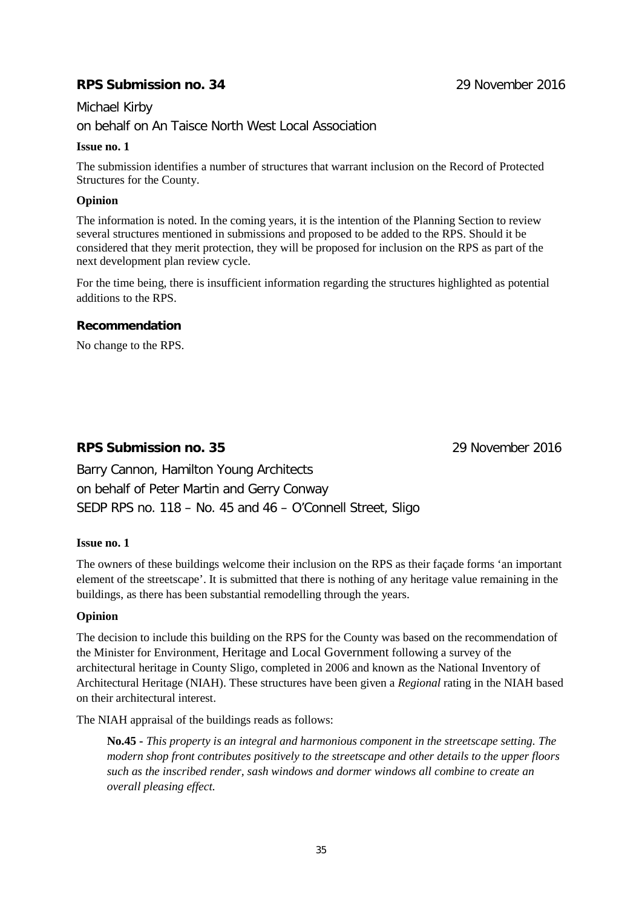### RPS Submission no. 34

29 November 2016

Michael Kirby

on behalf on An Taisce North West Local Association

**Issue no. 1**

The submission identifies a number of structures that warrant inclusion on the Record of Protected Structures for the County.

**Opinion**

The information is noted. In the coming years, it is the intention of the Planning Section to review several structures mentioned in submissions and proposed to be added to the RPS. Should it be considered that they merit protection, they will be proposed for inclusion on the RPS as part of the next development plan review cycle.

For the time being, there is insufficient information regarding the structures highlighted as potential additions to the RPS.

**Recommendation**

No change to the RPS.

### RPS Submission no. 35

29 November 2016

Barry Cannon, Hamilton Young Architects

on behalf of Peter Martin and Gerry Conway

SEDP RPS no. 118 – No. 45 and 46 – O'Connell Street, Sligo

**Issue no. 1**

The owners of these buildings welcome their inclusion on the RPS as their façade forms 'an important element of the streetscape'. It is submitted that there is nothing of any heritage value remaining in the buildings, as there has been substantial remodelling through the years.

**Opinion**

The decision to include this building on the RPS for the County was based on the recommendation of the Minister for Environment, Heritage and Local Government following a survey of the architectural heritage in County Sligo, completed in 2006 and known as the National Inventory of Architectural Heritage (NIAH). These structures have been given a *Regional* rating in the NIAH based on their architectural interest.

The NIAH appraisal of the buildings reads as follows:

> **No.45** - *This property is an integral and harmonious component in the streetscape setting. The modern shop front contributes positively to the streetscape and other details to the upper floors such as the inscribed render, sash windows and dormer windows all combine to create an overall pleasing effect.*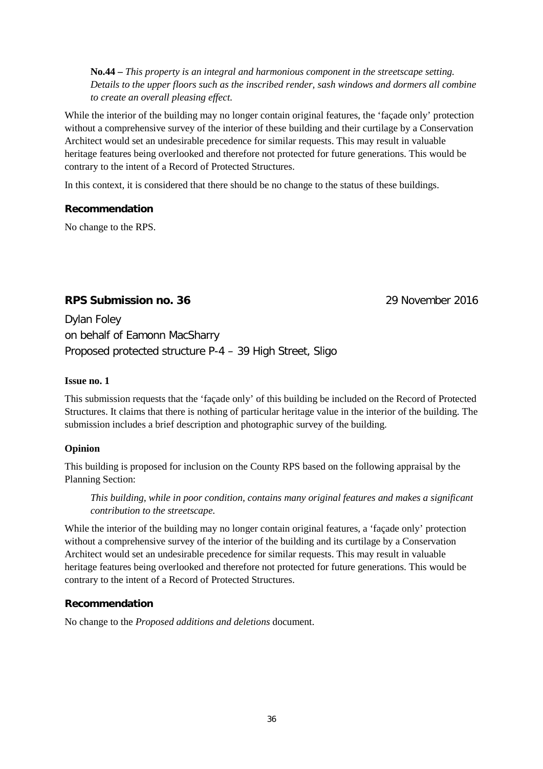> **No.44 –** *This property is an integral and harmonious component in the streetscape setting. Details to the upper floors such as the inscribed render, sash windows and dormers all combine to create an overall pleasing effect.*

While the interior of the building may no longer contain original features, the 'façade only' protection without a comprehensive survey of the interior of these building and their curtilage by a Conservation Architect would set an undesirable precedence for similar requests. This may result in valuable heritage features being overlooked and therefore not protected for future generations. This would be contrary to the intent of a Record of Protected Structures.

In this context, it is considered that there should be no change to the status of these buildings.

### Recommendation

No change to the RPS.

## RPS Submission no. 36 — 29 November 2016

Dylan Foley
on behalf of Eamonn MacSharry
Proposed protected structure P-4 – 39 High Street, Sligo

#### Issue no. 1

This submission requests that the 'façade only' of this building be included on the Record of Protected Structures. It claims that there is nothing of particular heritage value in the interior of the building. The submission includes a brief description and photographic survey of the building.

#### Opinion

This building is proposed for inclusion on the County RPS based on the following appraisal by the Planning Section:

> *This building, while in poor condition, contains many original features and makes a significant contribution to the streetscape.*

While the interior of the building may no longer contain original features, a 'façade only' protection without a comprehensive survey of the interior of the building and its curtilage by a Conservation Architect would set an undesirable precedence for similar requests. This may result in valuable heritage features being overlooked and therefore not protected for future generations. This would be contrary to the intent of a Record of Protected Structures.

### Recommendation

No change to the *Proposed additions and deletions* document.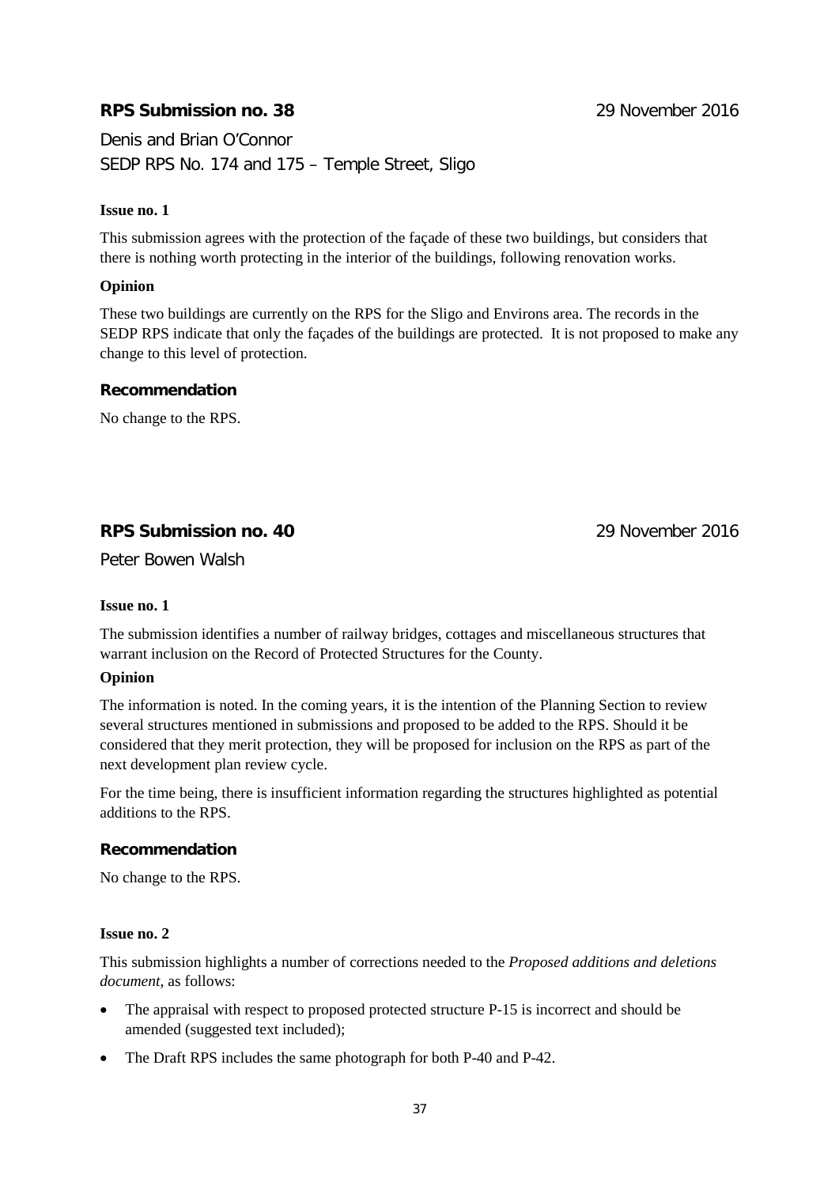## RPS Submission no. 38 29 November 2016

Denis and Brian O'Connor
SEDP RPS No. 174 and 175 – Temple Street, Sligo

**Issue no. 1**

This submission agrees with the protection of the façade of these two buildings, but considers that there is nothing worth protecting in the interior of the buildings, following renovation works.

**Opinion**

These two buildings are currently on the RPS for the Sligo and Environs area. The records in the SEDP RPS indicate that only the façades of the buildings are protected. It is not proposed to make any change to this level of protection.

**Recommendation**

No change to the RPS.

## RPS Submission no. 40 29 November 2016

Peter Bowen Walsh

**Issue no. 1**

The submission identifies a number of railway bridges, cottages and miscellaneous structures that warrant inclusion on the Record of Protected Structures for the County.

**Opinion**

The information is noted. In the coming years, it is the intention of the Planning Section to review several structures mentioned in submissions and proposed to be added to the RPS. Should it be considered that they merit protection, they will be proposed for inclusion on the RPS as part of the next development plan review cycle.

For the time being, there is insufficient information regarding the structures highlighted as potential additions to the RPS.

**Recommendation**

No change to the RPS.

**Issue no. 2**

This submission highlights a number of corrections needed to the *Proposed additions and deletions document*, as follows:

- The appraisal with respect to proposed protected structure P-15 is incorrect and should be amended (suggested text included);
- The Draft RPS includes the same photograph for both P-40 and P-42.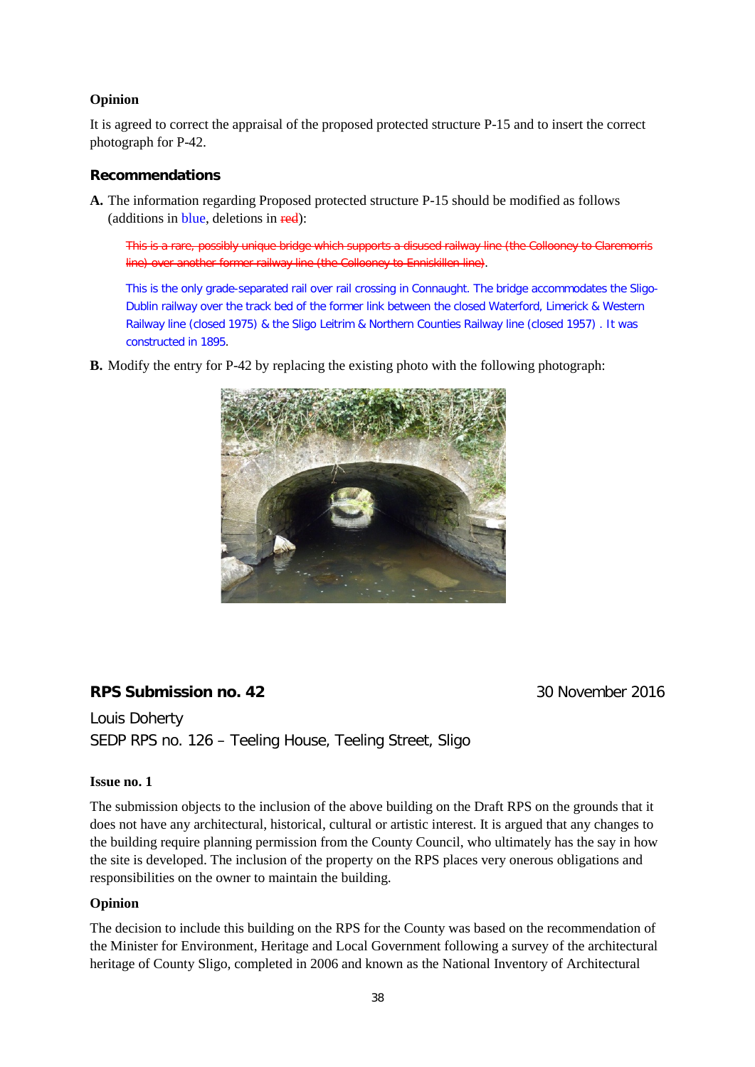**Opinion**

It is agreed to correct the appraisal of the proposed protected structure P-15 and to insert the correct photograph for P-42.

**Recommendations**

**A.** The information regarding Proposed protected structure P-15 should be modified as follows (additions in blue, deletions in ~~red~~):

> ~~This is a rare, possibly unique bridge which supports a disused railway line (the Collooney to Claremorris line) over another former railway line (the Collooney to Enniskillen line)~~.
>
> This is the only grade-separated rail over rail crossing in Connaught. The bridge accommodates the Sligo-Dublin railway over the track bed of the former link between the closed Waterford, Limerick & Western Railway line (closed 1975) & the Sligo Leitrim & Northern Counties Railway line (closed 1957) . It was constructed in 1895.

**B.** Modify the entry for P-42 by replacing the existing photo with the following photograph:

**RPS Submission no. 42** — 30 November 2016

Louis Doherty
SEDP RPS no. 126 – Teeling House, Teeling Street, Sligo

**Issue no. 1**

The submission objects to the inclusion of the above building on the Draft RPS on the grounds that it does not have any architectural, historical, cultural or artistic interest. It is argued that any changes to the building require planning permission from the County Council, who ultimately has the say in how the site is developed. The inclusion of the property on the RPS places very onerous obligations and responsibilities on the owner to maintain the building.

**Opinion**

The decision to include this building on the RPS for the County was based on the recommendation of the Minister for Environment, Heritage and Local Government following a survey of the architectural heritage of County Sligo, completed in 2006 and known as the National Inventory of Architectural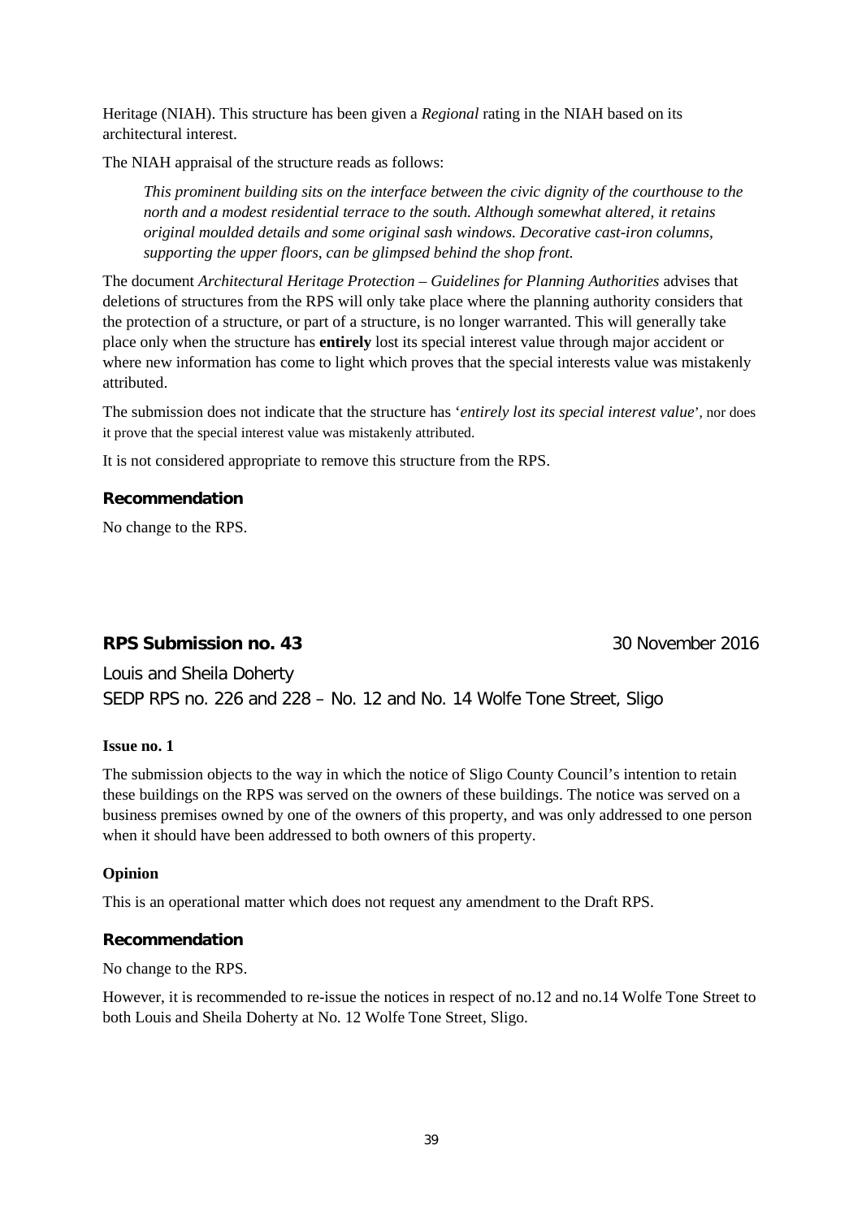Heritage (NIAH). This structure has been given a *Regional* rating in the NIAH based on its architectural interest.

The NIAH appraisal of the structure reads as follows:

> *This prominent building sits on the interface between the civic dignity of the courthouse to the north and a modest residential terrace to the south. Although somewhat altered, it retains original moulded details and some original sash windows. Decorative cast-iron columns, supporting the upper floors, can be glimpsed behind the shop front.*

The document *Architectural Heritage Protection – Guidelines for Planning Authorities* advises that deletions of structures from the RPS will only take place where the planning authority considers that the protection of a structure, or part of a structure, is no longer warranted. This will generally take place only when the structure has **entirely** lost its special interest value through major accident or where new information has come to light which proves that the special interests value was mistakenly attributed.

The submission does not indicate that the structure has '*entirely lost its special interest value*', nor does it prove that the special interest value was mistakenly attributed.

It is not considered appropriate to remove this structure from the RPS.

### Recommendation

No change to the RPS.

## RPS Submission no. 43 — 30 November 2016

Louis and Sheila Doherty

SEDP RPS no. 226 and 228 – No. 12 and No. 14 Wolfe Tone Street, Sligo

#### Issue no. 1

The submission objects to the way in which the notice of Sligo County Council's intention to retain these buildings on the RPS was served on the owners of these buildings. The notice was served on a business premises owned by one of the owners of this property, and was only addressed to one person when it should have been addressed to both owners of this property.

#### Opinion

This is an operational matter which does not request any amendment to the Draft RPS.

### Recommendation

No change to the RPS.

However, it is recommended to re-issue the notices in respect of no.12 and no.14 Wolfe Tone Street to both Louis and Sheila Doherty at No. 12 Wolfe Tone Street, Sligo.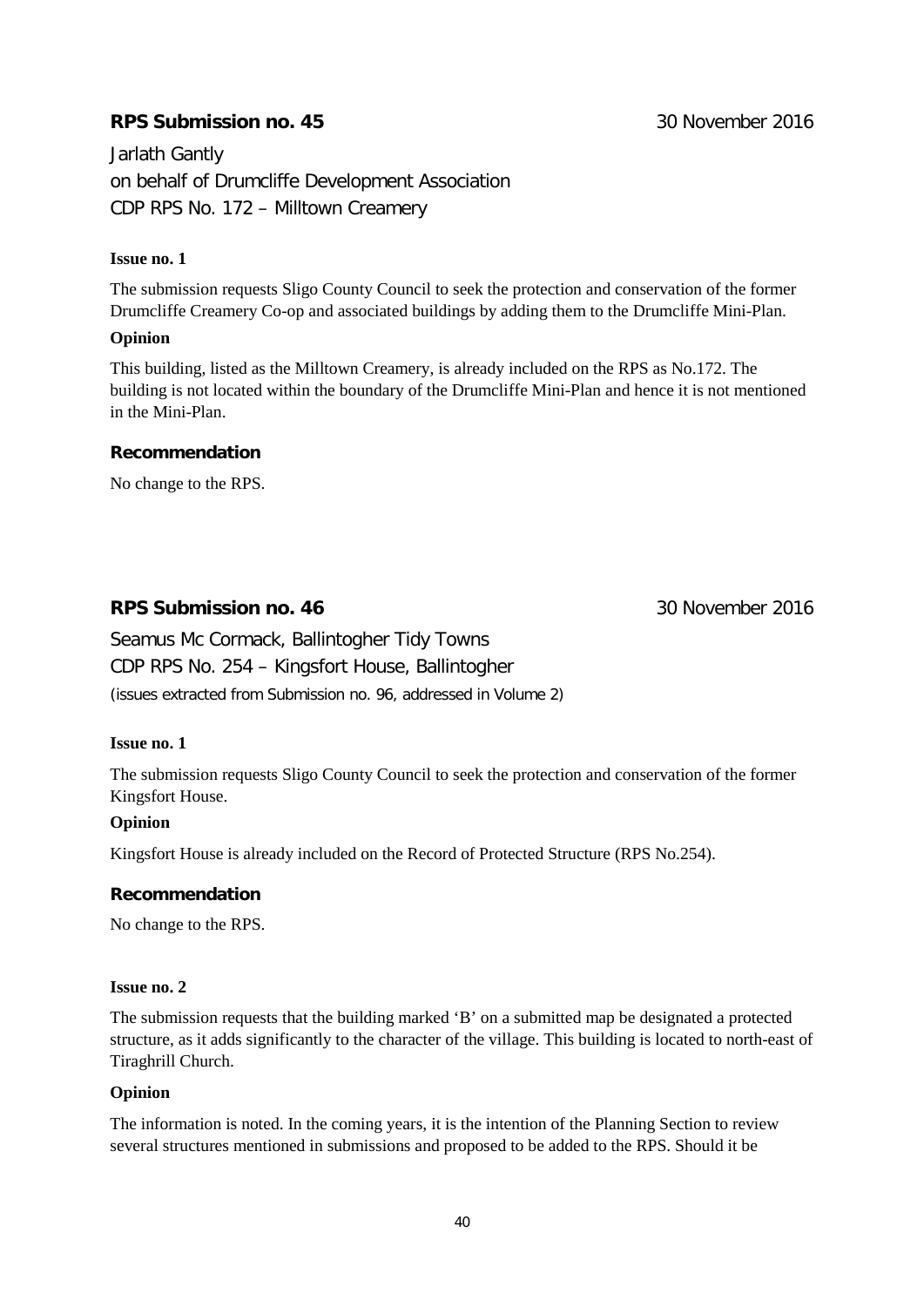### RPS Submission no. 45 — 30 November 2016

Jarlath Gantly
on behalf of Drumcliffe Development Association
CDP RPS No. 172 – Milltown Creamery

**Issue no. 1**

The submission requests Sligo County Council to seek the protection and conservation of the former Drumcliffe Creamery Co-op and associated buildings by adding them to the Drumcliffe Mini-Plan.

**Opinion**

This building, listed as the Milltown Creamery, is already included on the RPS as No.172. The building is not located within the boundary of the Drumcliffe Mini-Plan and hence it is not mentioned in the Mini-Plan.

**Recommendation**

No change to the RPS.

### RPS Submission no. 46 — 30 November 2016

Seamus Mc Cormack, Ballintogher Tidy Towns
CDP RPS No. 254 – Kingsfort House, Ballintogher
(issues extracted from Submission no. 96, addressed in Volume 2)

**Issue no. 1**

The submission requests Sligo County Council to seek the protection and conservation of the former Kingsfort House.

**Opinion**

Kingsfort House is already included on the Record of Protected Structure (RPS No.254).

**Recommendation**

No change to the RPS.

**Issue no. 2**

The submission requests that the building marked 'B' on a submitted map be designated a protected structure, as it adds significantly to the character of the village. This building is located to north-east of Tiraghrill Church.

**Opinion**

The information is noted. In the coming years, it is the intention of the Planning Section to review several structures mentioned in submissions and proposed to be added to the RPS. Should it be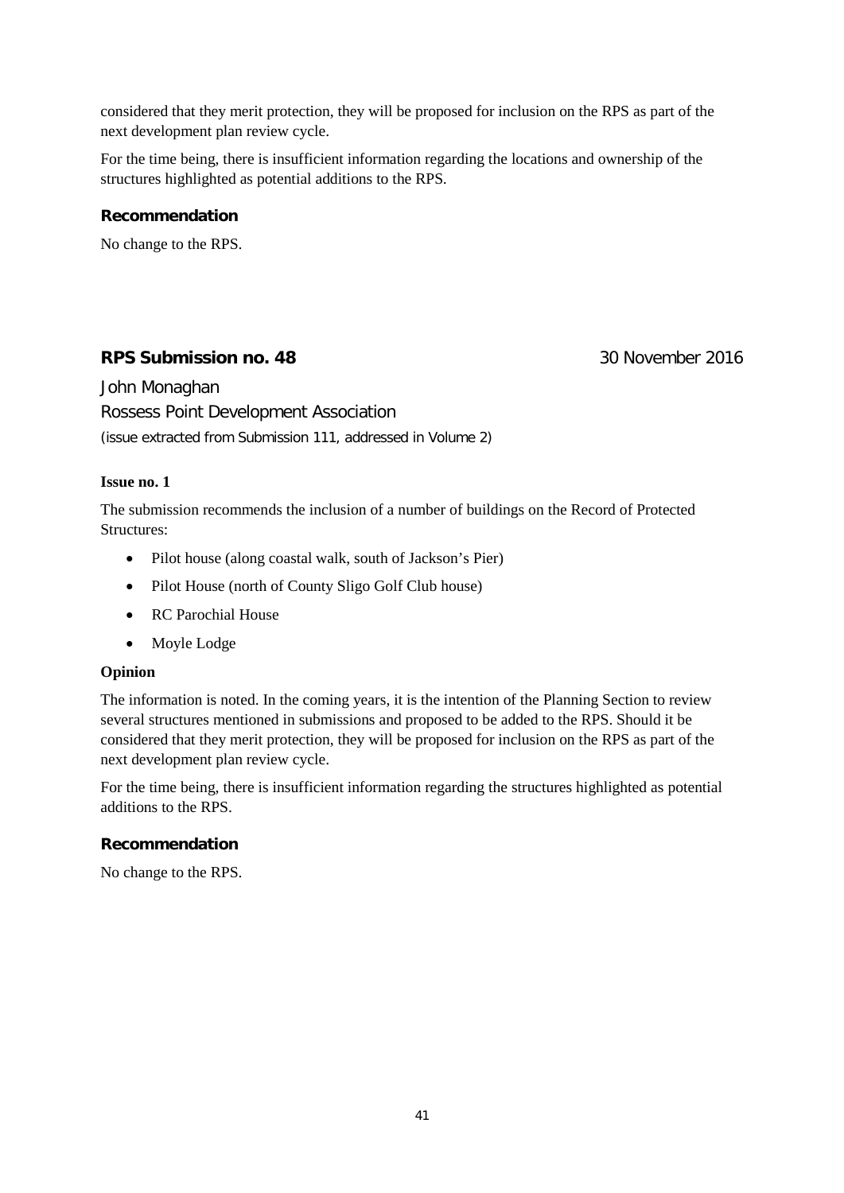considered that they merit protection, they will be proposed for inclusion on the RPS as part of the next development plan review cycle.

For the time being, there is insufficient information regarding the locations and ownership of the structures highlighted as potential additions to the RPS.

### Recommendation

No change to the RPS.

## RPS Submission no. 48 — 30 November 2016

John Monaghan

Rossess Point Development Association

(issue extracted from Submission 111, addressed in Volume 2)

**Issue no. 1**

The submission recommends the inclusion of a number of buildings on the Record of Protected Structures:

- Pilot house (along coastal walk, south of Jackson's Pier)
- Pilot House (north of County Sligo Golf Club house)
- RC Parochial House
- Moyle Lodge

**Opinion**

The information is noted. In the coming years, it is the intention of the Planning Section to review several structures mentioned in submissions and proposed to be added to the RPS. Should it be considered that they merit protection, they will be proposed for inclusion on the RPS as part of the next development plan review cycle.

For the time being, there is insufficient information regarding the structures highlighted as potential additions to the RPS.

### Recommendation

No change to the RPS.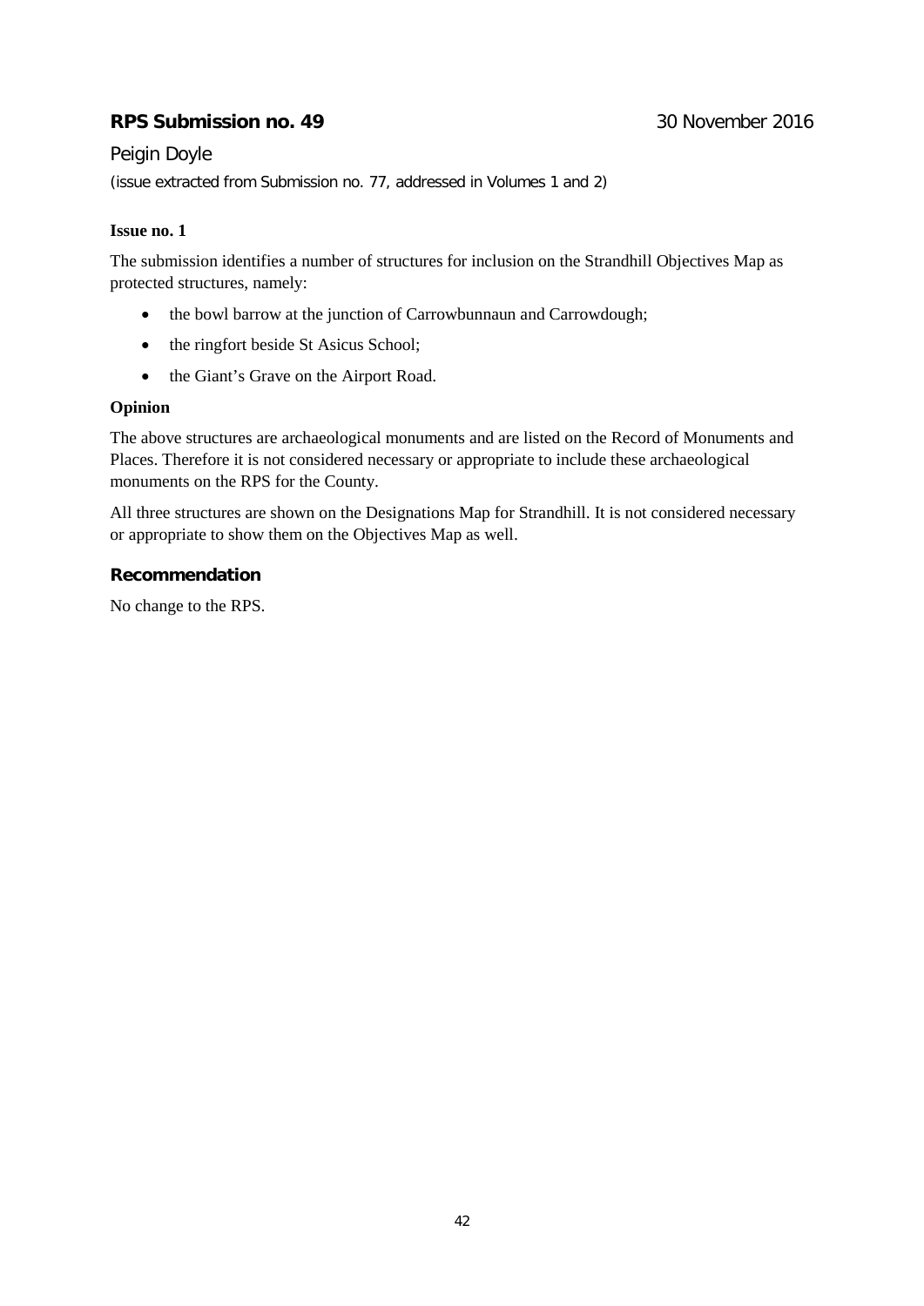**RPS Submission no. 49** 30 November 2016

Peigin Doyle

(issue extracted from Submission no. 77, addressed in Volumes 1 and 2)

**Issue no. 1**

The submission identifies a number of structures for inclusion on the Strandhill Objectives Map as protected structures, namely:

- the bowl barrow at the junction of Carrowbunnaun and Carrowdough;
- the ringfort beside St Asicus School;
- the Giant's Grave on the Airport Road.

**Opinion**

The above structures are archaeological monuments and are listed on the Record of Monuments and Places. Therefore it is not considered necessary or appropriate to include these archaeological monuments on the RPS for the County.

All three structures are shown on the Designations Map for Strandhill. It is not considered necessary or appropriate to show them on the Objectives Map as well.

**Recommendation**

No change to the RPS.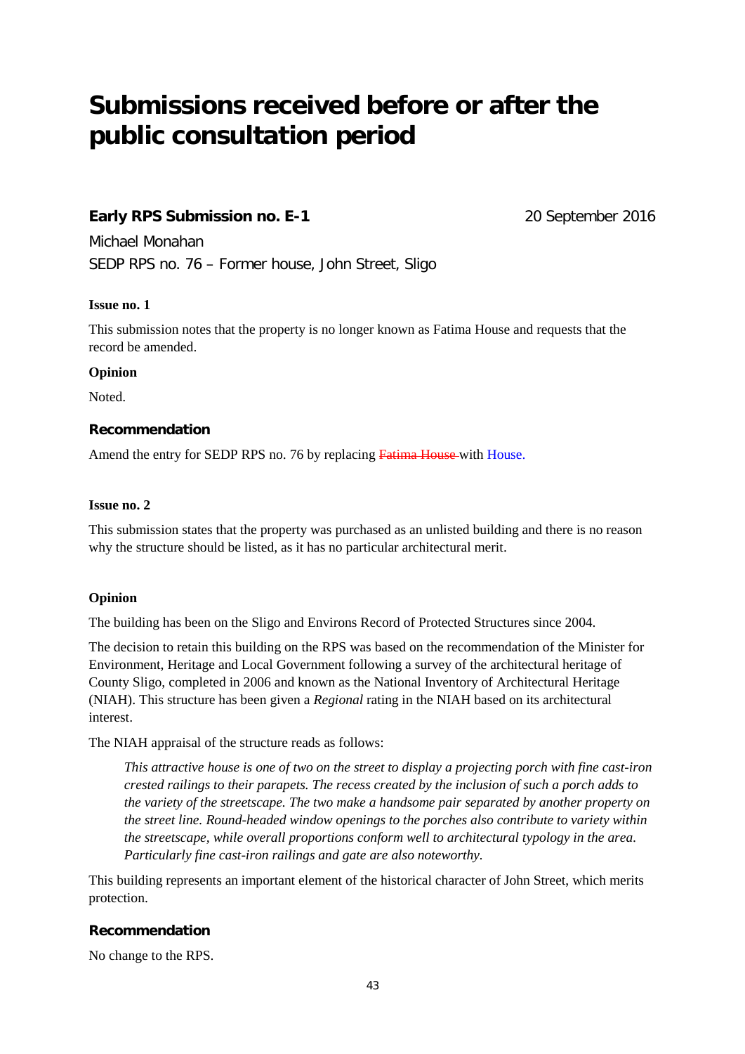# Submissions received before or after the public consultation period

### Early RPS Submission no. E-1

20 September 2016

Michael Monahan

SEDP RPS no. 76 – Former house, John Street, Sligo

**Issue no. 1**

This submission notes that the property is no longer known as Fatima House and requests that the record be amended.

**Opinion**

Noted.

**Recommendation**

Amend the entry for SEDP RPS no. 76 by replacing ~~Fatima House~~ with House.

**Issue no. 2**

This submission states that the property was purchased as an unlisted building and there is no reason why the structure should be listed, as it has no particular architectural merit.

**Opinion**

The building has been on the Sligo and Environs Record of Protected Structures since 2004.

The decision to retain this building on the RPS was based on the recommendation of the Minister for Environment, Heritage and Local Government following a survey of the architectural heritage of County Sligo, completed in 2006 and known as the National Inventory of Architectural Heritage (NIAH). This structure has been given a *Regional* rating in the NIAH based on its architectural interest.

The NIAH appraisal of the structure reads as follows:

> *This attractive house is one of two on the street to display a projecting porch with fine cast-iron crested railings to their parapets. The recess created by the inclusion of such a porch adds to the variety of the streetscape. The two make a handsome pair separated by another property on the street line. Round-headed window openings to the porches also contribute to variety within the streetscape, while overall proportions conform well to architectural typology in the area. Particularly fine cast-iron railings and gate are also noteworthy.*

This building represents an important element of the historical character of John Street, which merits protection.

**Recommendation**

No change to the RPS.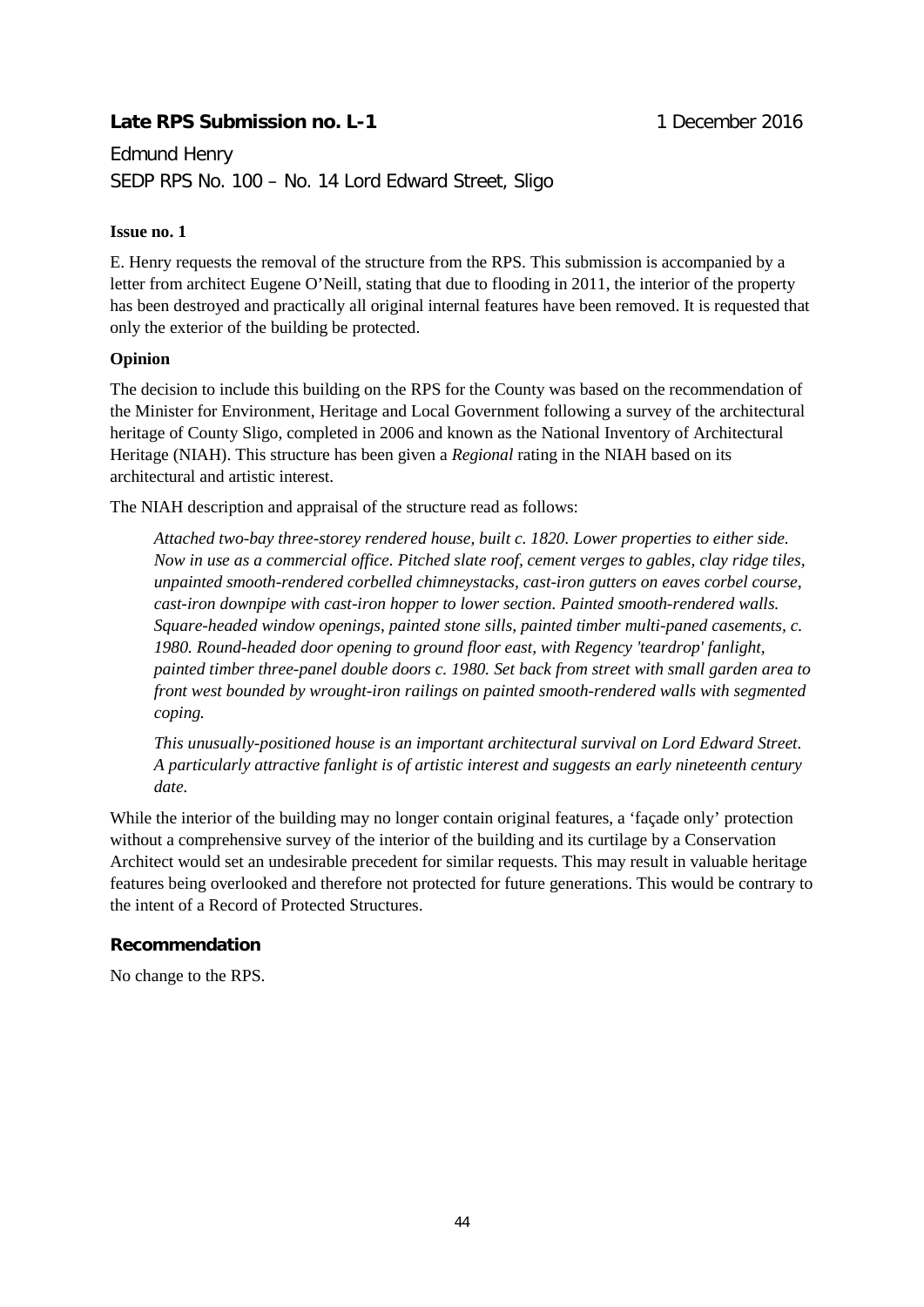**Late RPS Submission no. L-1** 1 December 2016

Edmund Henry

SEDP RPS No. 100 – No. 14 Lord Edward Street, Sligo

**Issue no. 1**

E. Henry requests the removal of the structure from the RPS. This submission is accompanied by a letter from architect Eugene O'Neill, stating that due to flooding in 2011, the interior of the property has been destroyed and practically all original internal features have been removed. It is requested that only the exterior of the building be protected.

**Opinion**

The decision to include this building on the RPS for the County was based on the recommendation of the Minister for Environment, Heritage and Local Government following a survey of the architectural heritage of County Sligo, completed in 2006 and known as the National Inventory of Architectural Heritage (NIAH). This structure has been given a *Regional* rating in the NIAH based on its architectural and artistic interest.

The NIAH description and appraisal of the structure read as follows:

> *Attached two-bay three-storey rendered house, built c. 1820. Lower properties to either side. Now in use as a commercial office. Pitched slate roof, cement verges to gables, clay ridge tiles, unpainted smooth-rendered corbelled chimneystacks, cast-iron gutters on eaves corbel course, cast-iron downpipe with cast-iron hopper to lower section. Painted smooth-rendered walls. Square-headed window openings, painted stone sills, painted timber multi-paned casements, c. 1980. Round-headed door opening to ground floor east, with Regency 'teardrop' fanlight, painted timber three-panel double doors c. 1980. Set back from street with small garden area to front west bounded by wrought-iron railings on painted smooth-rendered walls with segmented coping.*
>
> *This unusually-positioned house is an important architectural survival on Lord Edward Street. A particularly attractive fanlight is of artistic interest and suggests an early nineteenth century date.*

While the interior of the building may no longer contain original features, a 'façade only' protection without a comprehensive survey of the interior of the building and its curtilage by a Conservation Architect would set an undesirable precedent for similar requests. This may result in valuable heritage features being overlooked and therefore not protected for future generations. This would be contrary to the intent of a Record of Protected Structures.

**Recommendation**

No change to the RPS.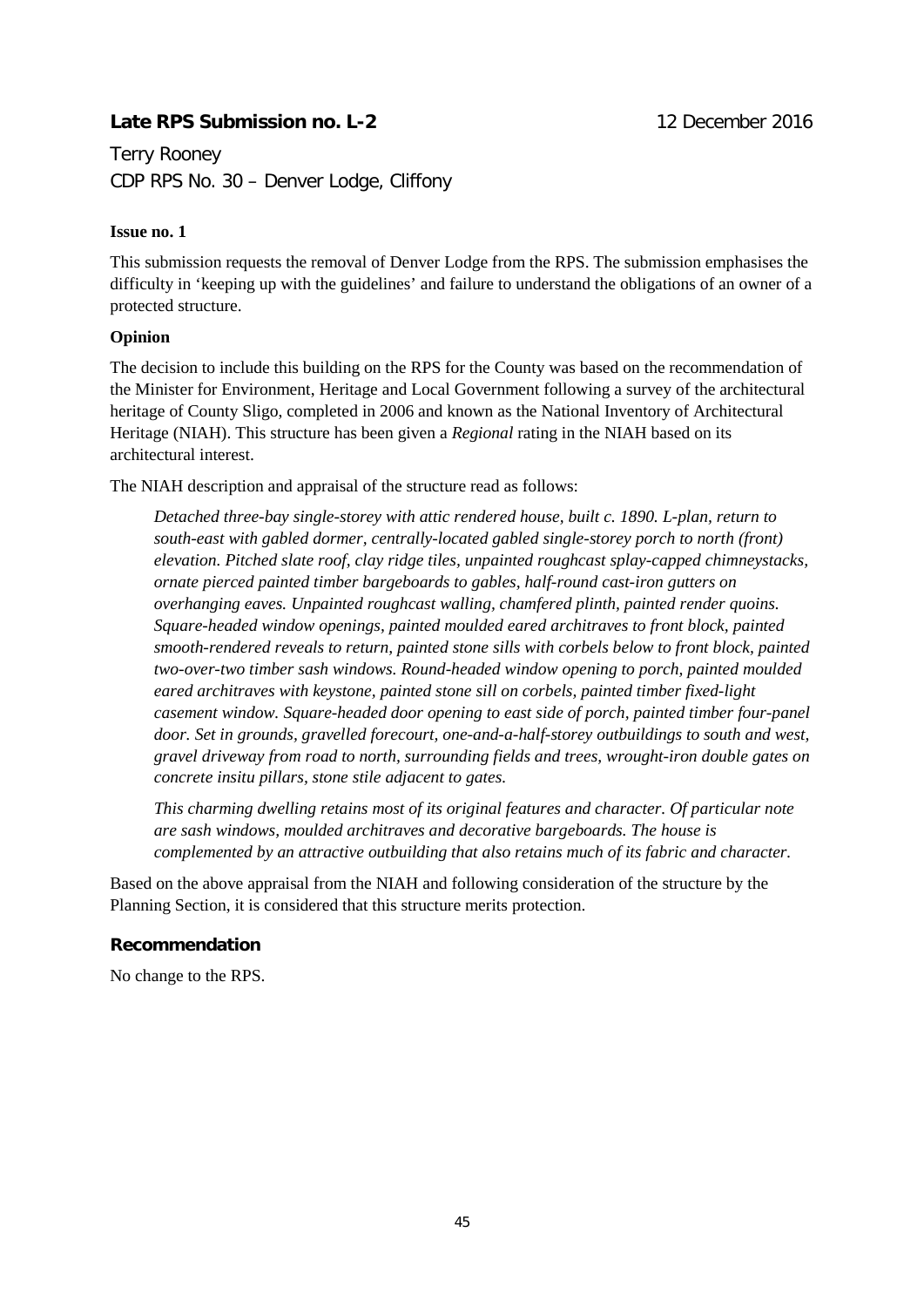## Late RPS Submission no. L-2

12 December 2016

Terry Rooney

CDP RPS No. 30 – Denver Lodge, Cliffony

**Issue no. 1**

This submission requests the removal of Denver Lodge from the RPS. The submission emphasises the difficulty in 'keeping up with the guidelines' and failure to understand the obligations of an owner of a protected structure.

**Opinion**

The decision to include this building on the RPS for the County was based on the recommendation of the Minister for Environment, Heritage and Local Government following a survey of the architectural heritage of County Sligo, completed in 2006 and known as the National Inventory of Architectural Heritage (NIAH). This structure has been given a *Regional* rating in the NIAH based on its architectural interest.

The NIAH description and appraisal of the structure read as follows:

> *Detached three-bay single-storey with attic rendered house, built c. 1890. L-plan, return to south-east with gabled dormer, centrally-located gabled single-storey porch to north (front) elevation. Pitched slate roof, clay ridge tiles, unpainted roughcast splay-capped chimneystacks, ornate pierced painted timber bargeboards to gables, half-round cast-iron gutters on overhanging eaves. Unpainted roughcast walling, chamfered plinth, painted render quoins. Square-headed window openings, painted moulded eared architraves to front block, painted smooth-rendered reveals to return, painted stone sills with corbels below to front block, painted two-over-two timber sash windows. Round-headed window opening to porch, painted moulded eared architraves with keystone, painted stone sill on corbels, painted timber fixed-light casement window. Square-headed door opening to east side of porch, painted timber four-panel door. Set in grounds, gravelled forecourt, one-and-a-half-storey outbuildings to south and west, gravel driveway from road to north, surrounding fields and trees, wrought-iron double gates on concrete insitu pillars, stone stile adjacent to gates.*
>
> *This charming dwelling retains most of its original features and character. Of particular note are sash windows, moulded architraves and decorative bargeboards. The house is complemented by an attractive outbuilding that also retains much of its fabric and character.*

Based on the above appraisal from the NIAH and following consideration of the structure by the Planning Section, it is considered that this structure merits protection.

### Recommendation

No change to the RPS.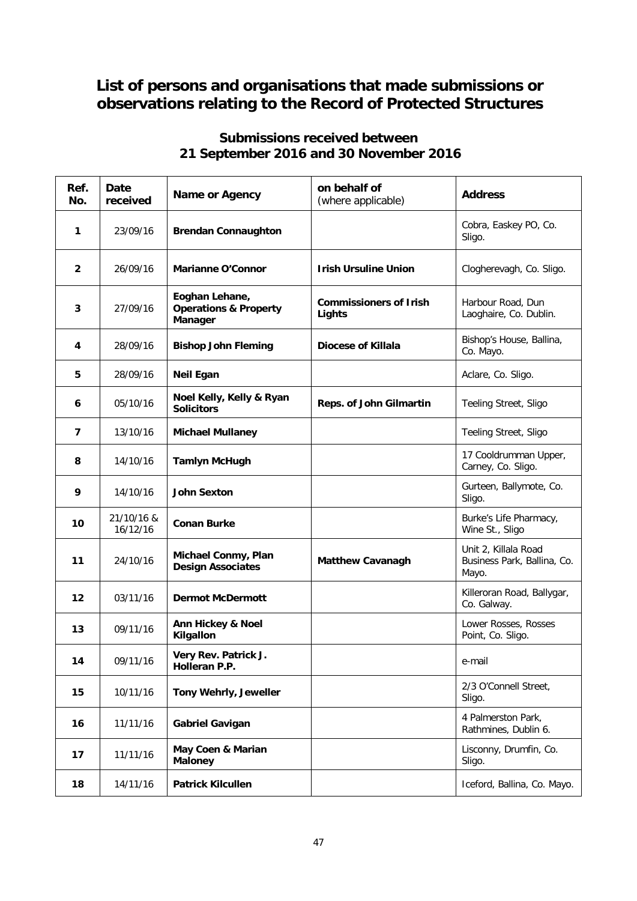# List of persons and organisations that made submissions or observations relating to the Record of Protected Structures

## Submissions received between 21 September 2016 and 30 November 2016

| Ref. No. | Date received | Name or Agency | on behalf of (where applicable) | Address |
|---|---|---|---|---|
| **1** | 23/09/16 | **Brendan Connaughton** | | Cobra, Easkey PO, Co. Sligo. |
| **2** | 26/09/16 | **Marianne O'Connor** | **Irish Ursuline Union** | Clogherevagh, Co. Sligo. |
| **3** | 27/09/16 | **Eoghan Lehane, Operations & Property Manager** | **Commissioners of Irish Lights** | Harbour Road, Dun Laoghaire, Co. Dublin. |
| **4** | 28/09/16 | **Bishop John Fleming** | **Diocese of Killala** | Bishop's House, Ballina, Co. Mayo. |
| **5** | 28/09/16 | **Neil Egan** | | Aclare, Co. Sligo. |
| **6** | 05/10/16 | **Noel Kelly, Kelly & Ryan Solicitors** | **Reps. of John Gilmartin** | Teeling Street, Sligo |
| **7** | 13/10/16 | **Michael Mullaney** | | Teeling Street, Sligo |
| **8** | 14/10/16 | **Tamlyn McHugh** | | 17 Cooldrumman Upper, Carney, Co. Sligo. |
| **9** | 14/10/16 | **John Sexton** | | Gurteen, Ballymote, Co. Sligo. |
| **10** | 21/10/16 & 16/12/16 | **Conan Burke** | | Burke's Life Pharmacy, Wine St., Sligo |
| **11** | 24/10/16 | **Michael Conmy, Plan Design Associates** | **Matthew Cavanagh** | Unit 2, Killala Road Business Park, Ballina, Co. Mayo. |
| **12** | 03/11/16 | **Dermot McDermott** | | Killeroran Road, Ballygar, Co. Galway. |
| **13** | 09/11/16 | **Ann Hickey & Noel Kilgallon** | | Lower Rosses, Rosses Point, Co. Sligo. |
| **14** | 09/11/16 | **Very Rev. Patrick J. Holleran P.P.** | | e-mail |
| **15** | 10/11/16 | **Tony Wehrly, Jeweller** | | 2/3 O'Connell Street, Sligo. |
| **16** | 11/11/16 | **Gabriel Gavigan** | | 4 Palmerston Park, Rathmines, Dublin 6. |
| **17** | 11/11/16 | **May Coen & Marian Maloney** | | Lisconny, Drumfin, Co. Sligo. |
| **18** | 14/11/16 | **Patrick Kilcullen** | | Iceford, Ballina, Co. Mayo. |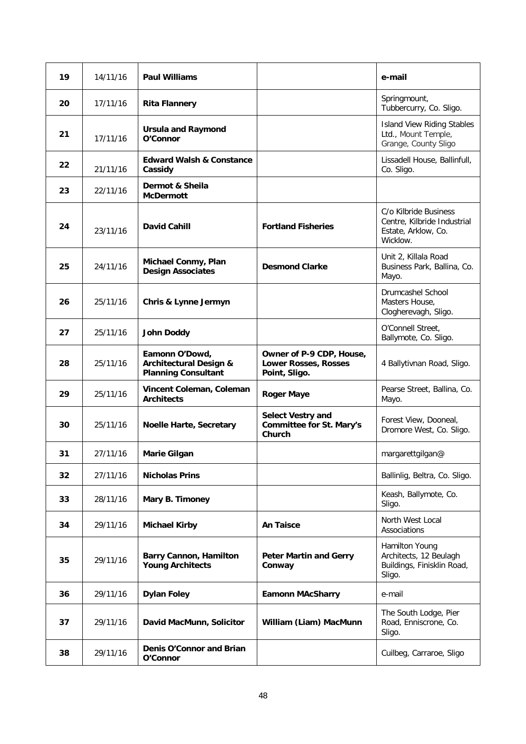| | | | | |
|---|---|---|---|---|
| **19** | 14/11/16 | **Paul Williams** | | **e-mail** |
| **20** | 17/11/16 | **Rita Flannery** | | Springmount, Tubbercurry, Co. Sligo. |
| **21** | 17/11/16 | **Ursula and Raymond O'Connor** | | Island View Riding Stables Ltd., Mount Temple, Grange, County Sligo |
| **22** | 21/11/16 | **Edward Walsh & Constance Cassidy** | | Lissadell House, Ballinfull, Co. Sligo. |
| **23** | 22/11/16 | **Dermot & Sheila McDermott** | | |
| **24** | 23/11/16 | **David Cahill** | **Fortland Fisheries** | C/o Kilbride Business Centre, Kilbride Industrial Estate, Arklow, Co. Wicklow. |
| **25** | 24/11/16 | **Michael Conmy, Plan Design Associates** | **Desmond Clarke** | Unit 2, Killala Road Business Park, Ballina, Co. Mayo. |
| **26** | 25/11/16 | **Chris & Lynne Jermyn** | | Drumcashel School Masters House, Clogherevagh, Sligo. |
| **27** | 25/11/16 | **John Doddy** | | O'Connell Street, Ballymote, Co. Sligo. |
| **28** | 25/11/16 | **Eamonn O'Dowd, Architectural Design & Planning Consultant** | **Owner of P-9 CDP, House, Lower Rosses, Rosses Point, Sligo.** | 4 Ballytivnan Road, Sligo. |
| **29** | 25/11/16 | **Vincent Coleman, Coleman Architects** | **Roger Maye** | Pearse Street, Ballina, Co. Mayo. |
| **30** | 25/11/16 | **Noelle Harte, Secretary** | **Select Vestry and Committee for St. Mary's Church** | Forest View, Dooneal, Dromore West, Co. Sligo. |
| **31** | 27/11/16 | **Marie Gilgan** | | margarettgilgan@ |
| **32** | 27/11/16 | **Nicholas Prins** | | Ballinlig, Beltra, Co. Sligo. |
| **33** | 28/11/16 | **Mary B. Timoney** | | Keash, Ballymote, Co. Sligo. |
| **34** | 29/11/16 | **Michael Kirby** | **An Taisce** | North West Local Associations |
| **35** | 29/11/16 | **Barry Cannon, Hamilton Young Architects** | **Peter Martin and Gerry Conway** | Hamilton Young Architects, 12 Beulagh Buildings, Finisklin Road, Sligo. |
| **36** | 29/11/16 | **Dylan Foley** | **Eamonn MAcSharry** | e-mail |
| **37** | 29/11/16 | **David MacMunn, Solicitor** | **William (Liam) MacMunn** | The South Lodge, Pier Road, Enniscrone, Co. Sligo. |
| **38** | 29/11/16 | **Denis O'Connor and Brian O'Connor** | | Cuilbeg, Carraroe, Sligo |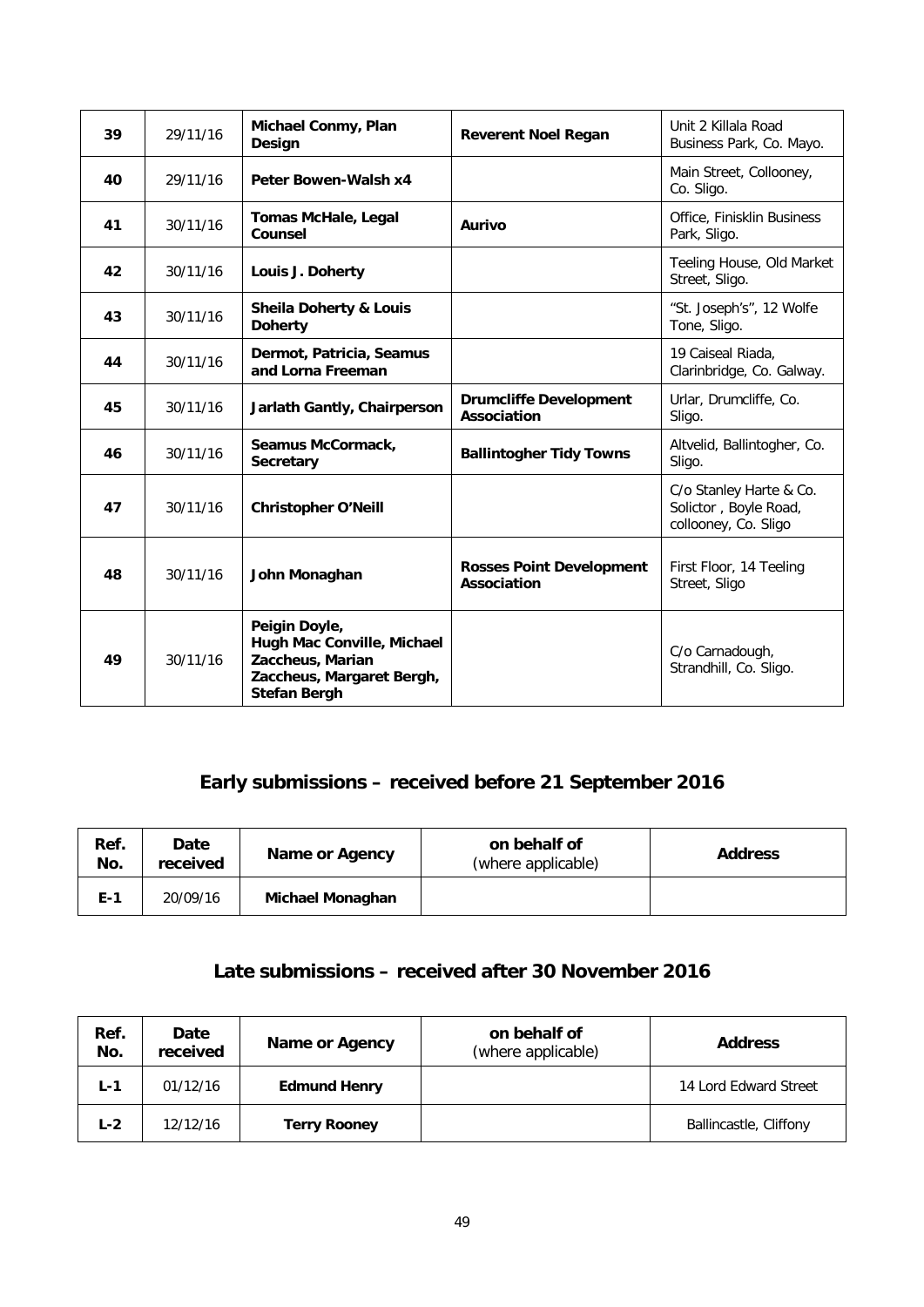| | | | | |
|---|---|---|---|---|
| **39** | 29/11/16 | **Michael Conmy, Plan Design** | **Reverent Noel Regan** | Unit 2 Killala Road Business Park, Co. Mayo. |
| **40** | 29/11/16 | **Peter Bowen-Walsh x4** | | Main Street, Collooney, Co. Sligo. |
| **41** | 30/11/16 | **Tomas McHale, Legal Counsel** | **Aurivo** | Office, Finisklin Business Park, Sligo. |
| **42** | 30/11/16 | **Louis J. Doherty** | | Teeling House, Old Market Street, Sligo. |
| **43** | 30/11/16 | **Sheila Doherty & Louis Doherty** | | "St. Joseph's", 12 Wolfe Tone, Sligo. |
| **44** | 30/11/16 | **Dermot, Patricia, Seamus and Lorna Freeman** | | 19 Caiseal Riada, Clarinbridge, Co. Galway. |
| **45** | 30/11/16 | **Jarlath Gantly, Chairperson** | **Drumcliffe Development Association** | Urlar, Drumcliffe, Co. Sligo. |
| **46** | 30/11/16 | **Seamus McCormack, Secretary** | **Ballintogher Tidy Towns** | Altvelid, Ballintogher, Co. Sligo. |
| **47** | 30/11/16 | **Christopher O'Neill** | | C/o Stanley Harte & Co. Solictor , Boyle Road, collooney, Co. Sligo |
| **48** | 30/11/16 | **John Monaghan** | **Rosses Point Development Association** | First Floor, 14 Teeling Street, Sligo |
| **49** | 30/11/16 | **Peigin Doyle, Hugh Mac Conville, Michael Zaccheus, Marian Zaccheus, Margaret Bergh, Stefan Bergh** | | C/o Carnadough, Strandhill, Co. Sligo. |

## Early submissions – received before 21 September 2016

| Ref. No. | Date received | Name or Agency | on behalf of (where applicable) | Address |
|---|---|---|---|---|
| **E-1** | 20/09/16 | **Michael Monaghan** | | |

## Late submissions – received after 30 November 2016

| Ref. No. | Date received | Name or Agency | on behalf of (where applicable) | Address |
|---|---|---|---|---|
| **L-1** | 01/12/16 | **Edmund Henry** | | 14 Lord Edward Street |
| **L-2** | 12/12/16 | **Terry Rooney** | | Ballincastle, Cliffony |